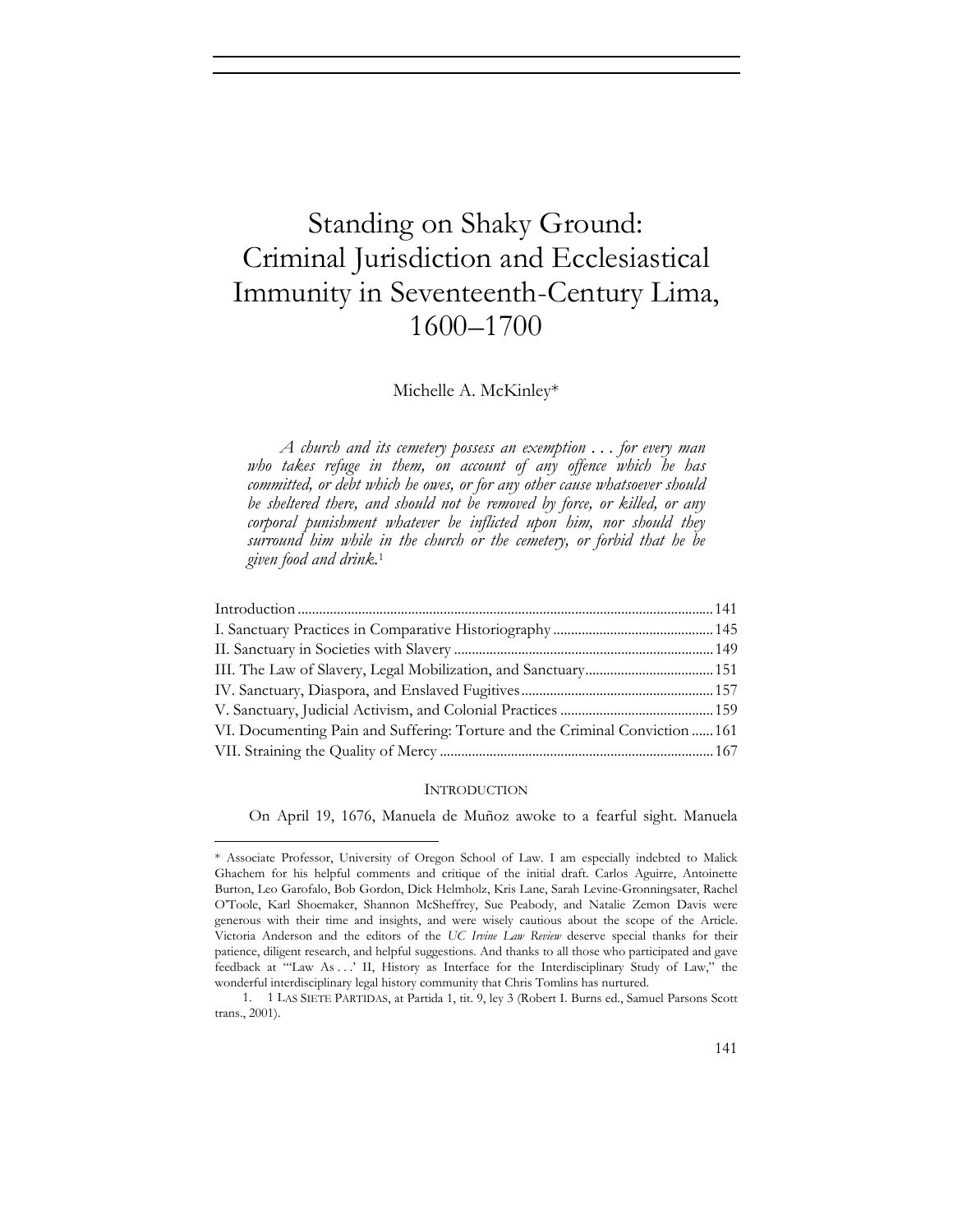# Standing on Shaky Ground: Criminal Jurisdiction and Ecclesiastical Immunity in Seventeenth-Century Lima, 1600–1700

Michelle A. McKinley*

> *A church and its cemetery possess an exemption . . . for every man who takes refuge in them, on account of any offence which he has committed, or debt which he owes, or for any other cause whatsoever should be sheltered there, and should not be removed by force, or killed, or any corporal punishment whatever be inflicted upon him, nor should they surround him while in the church or the cemetery, or forbid that he be given food and drink.*[1]

| | |
|---|---|
| Introduction | 141 |
| I. Sanctuary Practices in Comparative Historiography | 145 |
| II. Sanctuary in Societies with Slavery | 149 |
| III. The Law of Slavery, Legal Mobilization, and Sanctuary | 151 |
| IV. Sanctuary, Diaspora, and Enslaved Fugitives | 157 |
| V. Sanctuary, Judicial Activism, and Colonial Practices | 159 |
| VI. Documenting Pain and Suffering: Torture and the Criminal Conviction | 161 |
| VII. Straining the Quality of Mercy | 167 |

## INTRODUCTION

On April 19, 1676, Manuela de Muñoz awoke to a fearful sight. Manuela

---

\* Associate Professor, University of Oregon School of Law. I am especially indebted to Malick Ghachem for his helpful comments and critique of the initial draft. Carlos Aguirre, Antoinette Burton, Leo Garofalo, Bob Gordon, Dick Helmholz, Kris Lane, Sarah Levine-Gronningsater, Rachel O'Toole, Karl Shoemaker, Shannon McSheffrey, Sue Peabody, and Natalie Zemon Davis were generous with their time and insights, and were wisely cautious about the scope of the Article. Victoria Anderson and the editors of the *UC Irvine Law Review* deserve special thanks for their patience, diligent research, and helpful suggestions. And thanks to all those who participated and gave feedback at "'Law As . . .' II, History as Interface for the Interdisciplinary Study of Law," the wonderful interdisciplinary legal history community that Chris Tomlins has nurtured.

1. 1 LAS SIETE PARTIDAS, at Partida 1, tit. 9, ley 3 (Robert I. Burns ed., Samuel Parsons Scott trans., 2001).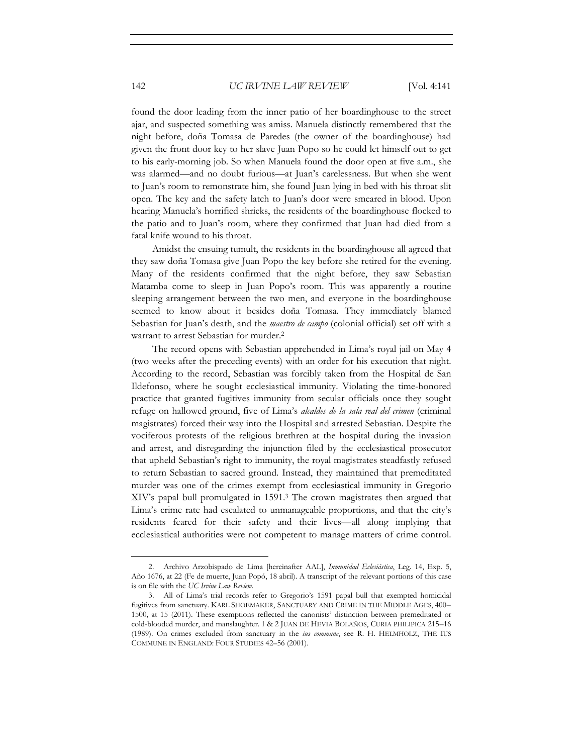found the door leading from the inner patio of her boardinghouse to the street ajar, and suspected something was amiss. Manuela distinctly remembered that the night before, doña Tomasa de Paredes (the owner of the boardinghouse) had given the front door key to her slave Juan Popo so he could let himself out to get to his early-morning job. So when Manuela found the door open at five a.m., she was alarmed—and no doubt furious—at Juan's carelessness. But when she went to Juan's room to remonstrate him, she found Juan lying in bed with his throat slit open. The key and the safety latch to Juan's door were smeared in blood. Upon hearing Manuela's horrified shrieks, the residents of the boardinghouse flocked to the patio and to Juan's room, where they confirmed that Juan had died from a fatal knife wound to his throat.

Amidst the ensuing tumult, the residents in the boardinghouse all agreed that they saw doña Tomasa give Juan Popo the key before she retired for the evening. Many of the residents confirmed that the night before, they saw Sebastian Matamba come to sleep in Juan Popo's room. This was apparently a routine sleeping arrangement between the two men, and everyone in the boardinghouse seemed to know about it besides doña Tomasa. They immediately blamed Sebastian for Juan's death, and the *maestro de campo* (colonial official) set off with a warrant to arrest Sebastian for murder.[2]

The record opens with Sebastian apprehended in Lima's royal jail on May 4 (two weeks after the preceding events) with an order for his execution that night. According to the record, Sebastian was forcibly taken from the Hospital de San Ildefonso, where he sought ecclesiastical immunity. Violating the time-honored practice that granted fugitives immunity from secular officials once they sought refuge on hallowed ground, five of Lima's *alcaldes de la sala real del crimen* (criminal magistrates) forced their way into the Hospital and arrested Sebastian. Despite the vociferous protests of the religious brethren at the hospital during the invasion and arrest, and disregarding the injunction filed by the ecclesiastical prosecutor that upheld Sebastian's right to immunity, the royal magistrates steadfastly refused to return Sebastian to sacred ground. Instead, they maintained that premeditated murder was one of the crimes exempt from ecclesiastical immunity in Gregorio XIV's papal bull promulgated in 1591.[3] The crown magistrates then argued that Lima's crime rate had escalated to unmanageable proportions, and that the city's residents feared for their safety and their lives—all along implying that ecclesiastical authorities were not competent to manage matters of crime control.

---

2. Archivo Arzobispado de Lima [hereinafter AAL], *Inmunidad Eclesiástica*, Leg. 14, Exp. 5, Año 1676, at 22 (Fe de muerte, Juan Popó, 18 abril). A transcript of the relevant portions of this case is on file with the *UC Irvine Law Review*.

3. All of Lima's trial records refer to Gregorio's 1591 papal bull that exempted homicidal fugitives from sanctuary. KARL SHOEMAKER, SANCTUARY AND CRIME IN THE MIDDLE AGES, 400–1500, at 15 (2011). These exemptions reflected the canonists' distinction between premeditated or cold-blooded murder, and manslaughter. 1 & 2 JUAN DE HEVIA BOLAÑOS, CURIA PHILIPICA 215–16 (1989). On crimes excluded from sanctuary in the *ius commune*, see R. H. HELMHOLZ, THE IUS COMMUNE IN ENGLAND: FOUR STUDIES 42–56 (2001).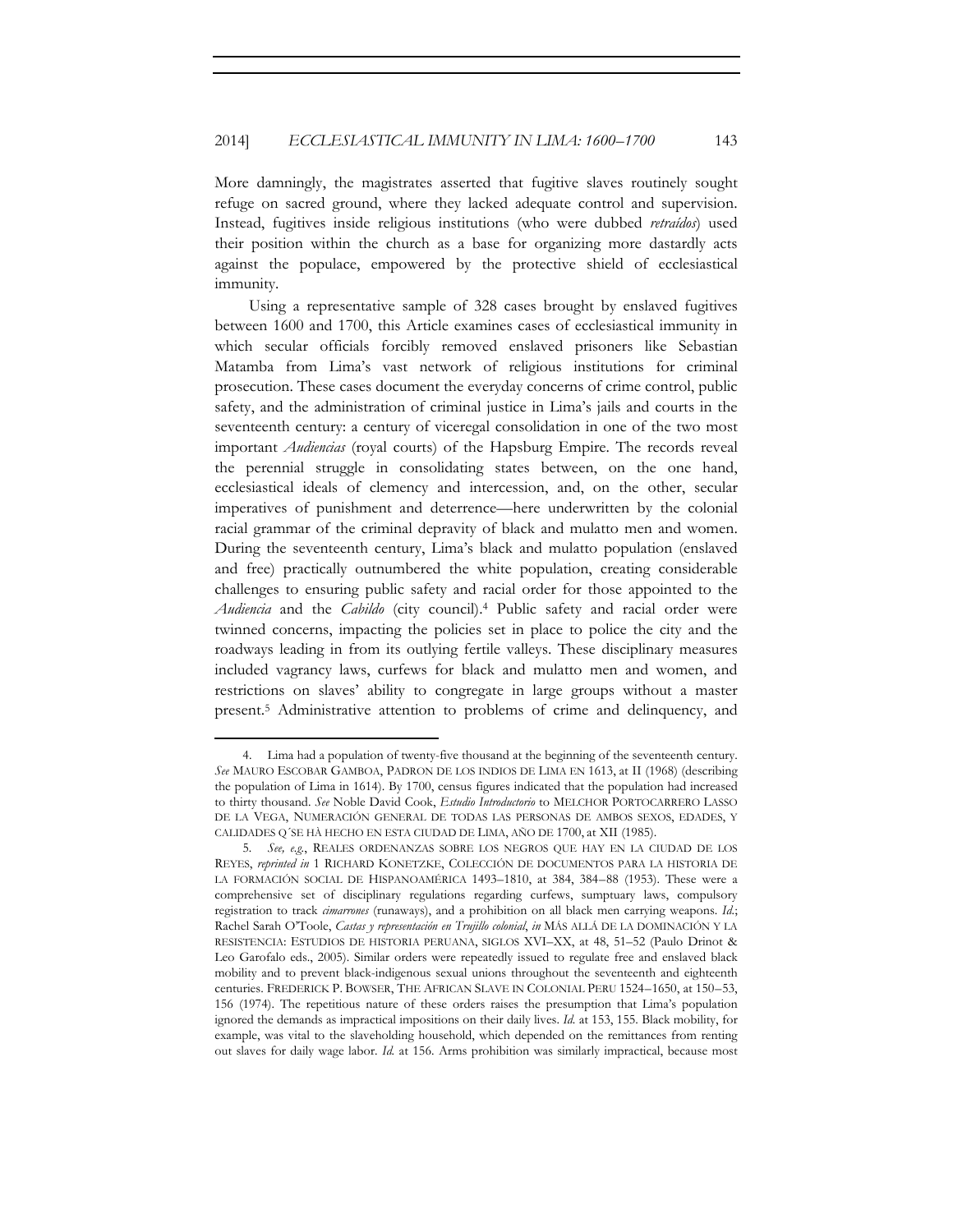More damningly, the magistrates asserted that fugitive slaves routinely sought refuge on sacred ground, where they lacked adequate control and supervision. Instead, fugitives inside religious institutions (who were dubbed *retraídos*) used their position within the church as a base for organizing more dastardly acts against the populace, empowered by the protective shield of ecclesiastical immunity.

Using a representative sample of 328 cases brought by enslaved fugitives between 1600 and 1700, this Article examines cases of ecclesiastical immunity in which secular officials forcibly removed enslaved prisoners like Sebastian Matamba from Lima's vast network of religious institutions for criminal prosecution. These cases document the everyday concerns of crime control, public safety, and the administration of criminal justice in Lima's jails and courts in the seventeenth century: a century of viceregal consolidation in one of the two most important *Audiencias* (royal courts) of the Hapsburg Empire. The records reveal the perennial struggle in consolidating states between, on the one hand, ecclesiastical ideals of clemency and intercession, and, on the other, secular imperatives of punishment and deterrence—here underwritten by the colonial racial grammar of the criminal depravity of black and mulatto men and women. During the seventeenth century, Lima's black and mulatto population (enslaved and free) practically outnumbered the white population, creating considerable challenges to ensuring public safety and racial order for those appointed to the *Audiencia* and the *Cabildo* (city council).[4] Public safety and racial order were twinned concerns, impacting the policies set in place to police the city and the roadways leading in from its outlying fertile valleys. These disciplinary measures included vagrancy laws, curfews for black and mulatto men and women, and restrictions on slaves' ability to congregate in large groups without a master present.[5] Administrative attention to problems of crime and delinquency, and

---

4. Lima had a population of twenty-five thousand at the beginning of the seventeenth century. *See* MAURO ESCOBAR GAMBOA, PADRON DE LOS INDIOS DE LIMA EN 1613, at II (1968) (describing the population of Lima in 1614). By 1700, census figures indicated that the population had increased to thirty thousand. *See* Noble David Cook, *Estudio Introductorio* to MELCHOR PORTOCARRERO LASSO DE LA VEGA, NUMERACIÓN GENERAL DE TODAS LAS PERSONAS DE AMBOS SEXOS, EDADES, Y CALIDADES Q´SE HÀ HECHO EN ESTA CIUDAD DE LIMA, AÑO DE 1700, at XII (1985).

5. *See, e.g.*, REALES ORDENANZAS SOBRE LOS NEGROS QUE HAY EN LA CIUDAD DE LOS REYES, *reprinted in* 1 RICHARD KONETZKE, COLECCIÓN DE DOCUMENTOS PARA LA HISTORIA DE LA FORMACIÓN SOCIAL DE HISPANOAMÉRICA 1493–1810, at 384, 384–88 (1953). These were a comprehensive set of disciplinary regulations regarding curfews, sumptuary laws, compulsory registration to track *cimarrones* (runaways), and a prohibition on all black men carrying weapons. *Id.*; Rachel Sarah O'Toole, *Castas y representación en Trujillo colonial*, *in* MÁS ALLÁ DE LA DOMINACIÓN Y LA RESISTENCIA: ESTUDIOS DE HISTORIA PERUANA, SIGLOS XVI–XX, at 48, 51–52 (Paulo Drinot & Leo Garofalo eds., 2005). Similar orders were repeatedly issued to regulate free and enslaved black mobility and to prevent black-indigenous sexual unions throughout the seventeenth and eighteenth centuries. FREDERICK P. BOWSER, THE AFRICAN SLAVE IN COLONIAL PERU 1524–1650, at 150–53, 156 (1974). The repetitious nature of these orders raises the presumption that Lima's population ignored the demands as impractical impositions on their daily lives. *Id.* at 153, 155. Black mobility, for example, was vital to the slaveholding household, which depended on the remittances from renting out slaves for daily wage labor. *Id.* at 156. Arms prohibition was similarly impractical, because most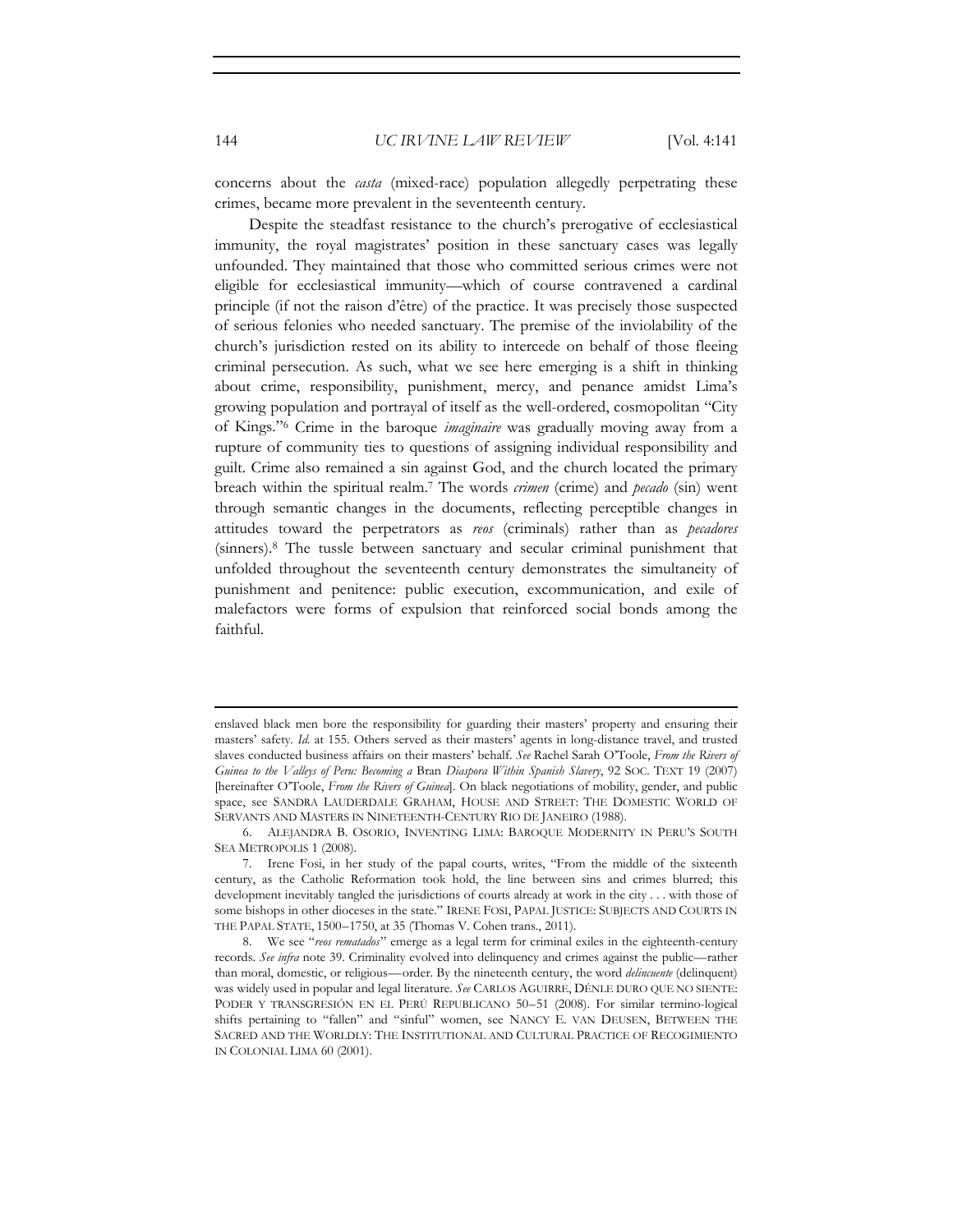concerns about the *casta* (mixed-race) population allegedly perpetrating these crimes, became more prevalent in the seventeenth century.

Despite the steadfast resistance to the church's prerogative of ecclesiastical immunity, the royal magistrates' position in these sanctuary cases was legally unfounded. They maintained that those who committed serious crimes were not eligible for ecclesiastical immunity—which of course contravened a cardinal principle (if not the raison d'être) of the practice. It was precisely those suspected of serious felonies who needed sanctuary. The premise of the inviolability of the church's jurisdiction rested on its ability to intercede on behalf of those fleeing criminal persecution. As such, what we see here emerging is a shift in thinking about crime, responsibility, punishment, mercy, and penance amidst Lima's growing population and portrayal of itself as the well-ordered, cosmopolitan "City of Kings."[6] Crime in the baroque *imaginaire* was gradually moving away from a rupture of community ties to questions of assigning individual responsibility and guilt. Crime also remained a sin against God, and the church located the primary breach within the spiritual realm.[7] The words *crimen* (crime) and *pecado* (sin) went through semantic changes in the documents, reflecting perceptible changes in attitudes toward the perpetrators as *reos* (criminals) rather than as *pecadores* (sinners).[8] The tussle between sanctuary and secular criminal punishment that unfolded throughout the seventeenth century demonstrates the simultaneity of punishment and penitence: public execution, excommunication, and exile of malefactors were forms of expulsion that reinforced social bonds among the faithful.

---

enslaved black men bore the responsibility for guarding their masters' property and ensuring their masters' safety. *Id.* at 155. Others served as their masters' agents in long-distance travel, and trusted slaves conducted business affairs on their masters' behalf. *See* Rachel Sarah O'Toole, *From the Rivers of Guinea to the Valleys of Peru: Becoming a* Bran *Diaspora Within Spanish Slavery*, 92 SOC. TEXT 19 (2007) [hereinafter O'Toole, *From the Rivers of Guinea*]. On black negotiations of mobility, gender, and public space, see SANDRA LAUDERDALE GRAHAM, HOUSE AND STREET: THE DOMESTIC WORLD OF SERVANTS AND MASTERS IN NINETEENTH-CENTURY RIO DE JANEIRO (1988).

6. ALEJANDRA B. OSORIO, INVENTING LIMA: BAROQUE MODERNITY IN PERU'S SOUTH SEA METROPOLIS 1 (2008).

7. Irene Fosi, in her study of the papal courts, writes, "From the middle of the sixteenth century, as the Catholic Reformation took hold, the line between sins and crimes blurred; this development inevitably tangled the jurisdictions of courts already at work in the city . . . with those of some bishops in other dioceses in the state." IRENE FOSI, PAPAL JUSTICE: SUBJECTS AND COURTS IN THE PAPAL STATE, 1500–1750, at 35 (Thomas V. Cohen trans., 2011).

8. We see "*reos rematados*" emerge as a legal term for criminal exiles in the eighteenth-century records. *See infra* note 39. Criminality evolved into delinquency and crimes against the public—rather than moral, domestic, or religious—order. By the nineteenth century, the word *delincuente* (delinquent) was widely used in popular and legal literature. *See* CARLOS AGUIRRE, DÉNLE DURO QUE NO SIENTE: PODER Y TRANSGRESIÓN EN EL PERÚ REPUBLICANO 50–51 (2008). For similar termino-logical shifts pertaining to "fallen" and "sinful" women, see NANCY E. VAN DEUSEN, BETWEEN THE SACRED AND THE WORLDLY: THE INSTITUTIONAL AND CULTURAL PRACTICE OF RECOGIMIENTO IN COLONIAL LIMA 60 (2001).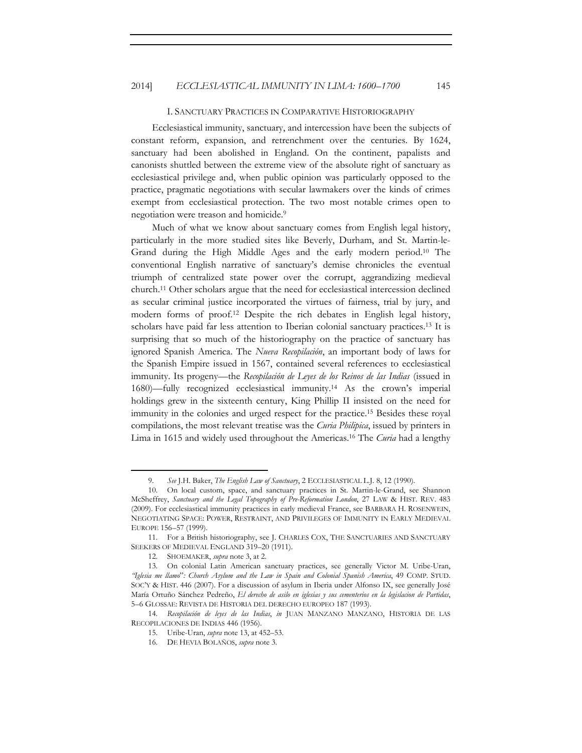## I. SANCTUARY PRACTICES IN COMPARATIVE HISTORIOGRAPHY

Ecclesiastical immunity, sanctuary, and intercession have been the subjects of constant reform, expansion, and retrenchment over the centuries. By 1624, sanctuary had been abolished in England. On the continent, papalists and canonists shuttled between the extreme view of the absolute right of sanctuary as ecclesiastical privilege and, when public opinion was particularly opposed to the practice, pragmatic negotiations with secular lawmakers over the kinds of crimes exempt from ecclesiastical protection. The two most notable crimes open to negotiation were treason and homicide.[9]

Much of what we know about sanctuary comes from English legal history, particularly in the more studied sites like Beverly, Durham, and St. Martin-le-Grand during the High Middle Ages and the early modern period.[10] The conventional English narrative of sanctuary's demise chronicles the eventual triumph of centralized state power over the corrupt, aggrandizing medieval church.[11] Other scholars argue that the need for ecclesiastical intercession declined as secular criminal justice incorporated the virtues of fairness, trial by jury, and modern forms of proof.[12] Despite the rich debates in English legal history, scholars have paid far less attention to Iberian colonial sanctuary practices.[13] It is surprising that so much of the historiography on the practice of sanctuary has ignored Spanish America. The *Nueva Recopilación*, an important body of laws for the Spanish Empire issued in 1567, contained several references to ecclesiastical immunity. Its progeny—the *Recopilación de Leyes de los Reinos de las Indias* (issued in 1680)—fully recognized ecclesiastical immunity.[14] As the crown's imperial holdings grew in the sixteenth century, King Phillip II insisted on the need for immunity in the colonies and urged respect for the practice.[15] Besides these royal compilations, the most relevant treatise was the *Curia Philipica*, issued by printers in Lima in 1615 and widely used throughout the Americas.[16] The *Curia* had a lengthy

---

9. *See* J.H. Baker, *The English Law of Sanctuary*, 2 ECCLESIASTICAL L.J. 8, 12 (1990).

10. On local custom, space, and sanctuary practices in St. Martin-le-Grand, see Shannon McSheffrey, *Sanctuary and the Legal Topography of Pre-Reformation London*, 27 LAW & HIST. REV. 483 (2009). For ecclesiastical immunity practices in early medieval France, see BARBARA H. ROSENWEIN, NEGOTIATING SPACE: POWER, RESTRAINT, AND PRIVILEGES OF IMMUNITY IN EARLY MEDIEVAL EUROPE 156–57 (1999).

11. For a British historiography, see J. CHARLES COX, THE SANCTUARIES AND SANCTUARY SEEKERS OF MEDIEVAL ENGLAND 319–20 (1911).

12. SHOEMAKER, *supra* note 3, at 2.

13. On colonial Latin American sanctuary practices, see generally Victor M. Uribe-Uran, *"Iglesia me llamó": Church Asylum and the Law in Spain and Colonial Spanish America*, 49 COMP. STUD. SOC'Y & HIST. 446 (2007). For a discussion of asylum in Iberia under Alfonso IX, see generally José María Ortuño Sánchez Pedreño, *El derecho de asilo en iglesias y sus cementerios en la legislacion de Partidas*, 5–6 GLOSSAE: REVISTA DE HISTORIA DEL DERECHO EUROPEO 187 (1993).

14. *Recopilación de leyes de las Indias*, *in* JUAN MANZANO MANZANO, HISTORIA DE LAS RECOPILACIONES DE INDIAS 446 (1956).

15. Uribe-Uran, *supra* note 13, at 452–53.

16. DE HEVIA BOLAÑOS, *supra* note 3.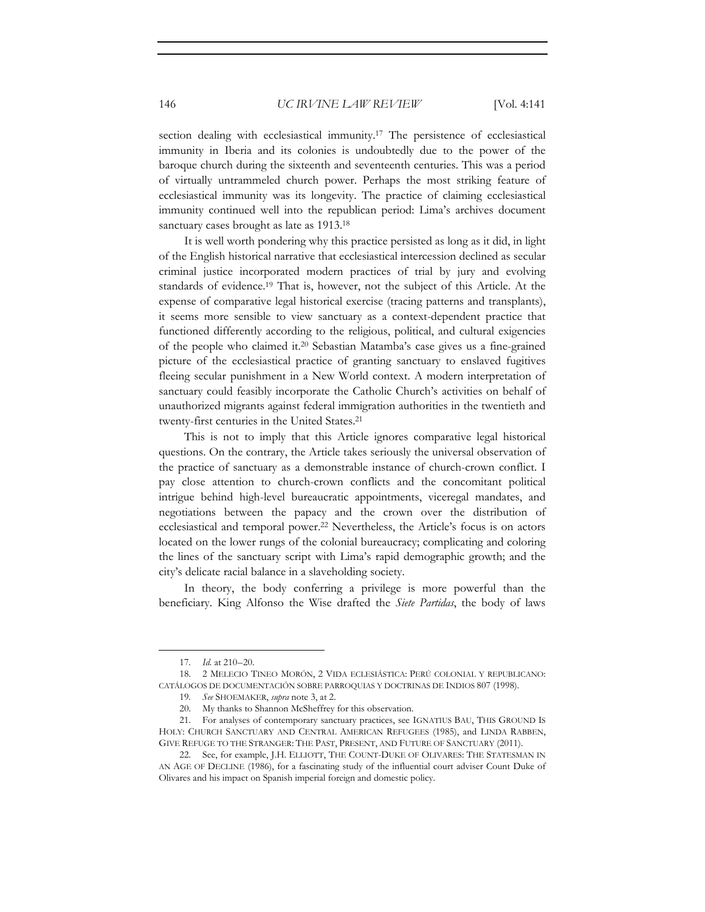section dealing with ecclesiastical immunity.[17] The persistence of ecclesiastical immunity in Iberia and its colonies is undoubtedly due to the power of the baroque church during the sixteenth and seventeenth centuries. This was a period of virtually untrammeled church power. Perhaps the most striking feature of ecclesiastical immunity was its longevity. The practice of claiming ecclesiastical immunity continued well into the republican period: Lima's archives document sanctuary cases brought as late as 1913.[18]

It is well worth pondering why this practice persisted as long as it did, in light of the English historical narrative that ecclesiastical intercession declined as secular criminal justice incorporated modern practices of trial by jury and evolving standards of evidence.[19] That is, however, not the subject of this Article. At the expense of comparative legal historical exercise (tracing patterns and transplants), it seems more sensible to view sanctuary as a context-dependent practice that functioned differently according to the religious, political, and cultural exigencies of the people who claimed it.[20] Sebastian Matamba's case gives us a fine-grained picture of the ecclesiastical practice of granting sanctuary to enslaved fugitives fleeing secular punishment in a New World context. A modern interpretation of sanctuary could feasibly incorporate the Catholic Church's activities on behalf of unauthorized migrants against federal immigration authorities in the twentieth and twenty-first centuries in the United States.[21]

This is not to imply that this Article ignores comparative legal historical questions. On the contrary, the Article takes seriously the universal observation of the practice of sanctuary as a demonstrable instance of church-crown conflict. I pay close attention to church-crown conflicts and the concomitant political intrigue behind high-level bureaucratic appointments, viceregal mandates, and negotiations between the papacy and the crown over the distribution of ecclesiastical and temporal power.[22] Nevertheless, the Article's focus is on actors located on the lower rungs of the colonial bureaucracy; complicating and coloring the lines of the sanctuary script with Lima's rapid demographic growth; and the city's delicate racial balance in a slaveholding society.

In theory, the body conferring a privilege is more powerful than the beneficiary. King Alfonso the Wise drafted the *Siete Partidas*, the body of laws

---

17. *Id.* at 210–20.

18. 2 MELECIO TINEO MORÓN, 2 VIDA ECLESIÁSTICA: PERÚ COLONIAL Y REPUBLICANO: CATÁLOGOS DE DOCUMENTACIÓN SOBRE PARROQUIAS Y DOCTRINAS DE INDIOS 807 (1998).

19. *See* SHOEMAKER, *supra* note 3, at 2.

20. My thanks to Shannon McSheffrey for this observation.

21. For analyses of contemporary sanctuary practices, see IGNATIUS BAU, THIS GROUND IS HOLY: CHURCH SANCTUARY AND CENTRAL AMERICAN REFUGEES (1985), and LINDA RABBEN, GIVE REFUGE TO THE STRANGER: THE PAST, PRESENT, AND FUTURE OF SANCTUARY (2011).

22. See, for example, J.H. ELLIOTT, THE COUNT-DUKE OF OLIVARES: THE STATESMAN IN AN AGE OF DECLINE (1986), for a fascinating study of the influential court adviser Count Duke of Olivares and his impact on Spanish imperial foreign and domestic policy.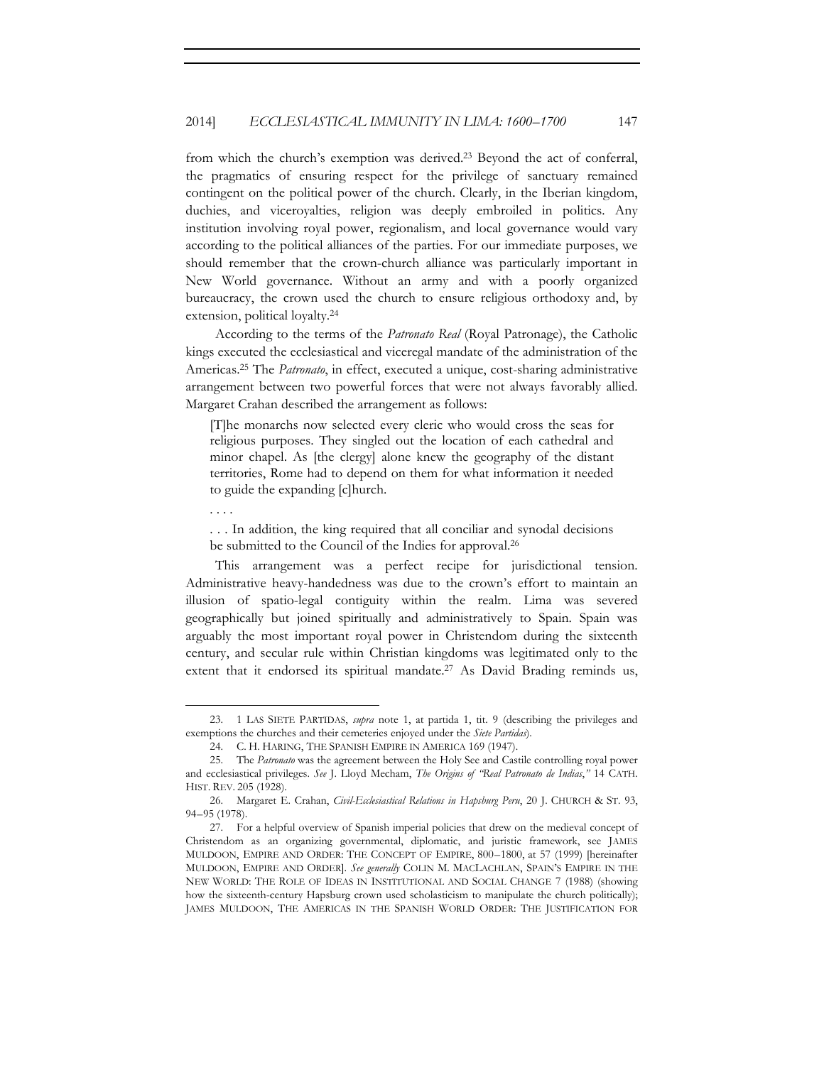from which the church's exemption was derived.[23] Beyond the act of conferral, the pragmatics of ensuring respect for the privilege of sanctuary remained contingent on the political power of the church. Clearly, in the Iberian kingdom, duchies, and viceroyalties, religion was deeply embroiled in politics. Any institution involving royal power, regionalism, and local governance would vary according to the political alliances of the parties. For our immediate purposes, we should remember that the crown-church alliance was particularly important in New World governance. Without an army and with a poorly organized bureaucracy, the crown used the church to ensure religious orthodoxy and, by extension, political loyalty.[24]

According to the terms of the *Patronato Real* (Royal Patronage), the Catholic kings executed the ecclesiastical and viceregal mandate of the administration of the Americas.[25] The *Patronato*, in effect, executed a unique, cost-sharing administrative arrangement between two powerful forces that were not always favorably allied. Margaret Crahan described the arrangement as follows:

> [T]he monarchs now selected every cleric who would cross the seas for religious purposes. They singled out the location of each cathedral and minor chapel. As [the clergy] alone knew the geography of the distant territories, Rome had to depend on them for what information it needed to guide the expanding [c]hurch.
>
> . . . .
>
> . . . In addition, the king required that all conciliar and synodal decisions be submitted to the Council of the Indies for approval.[26]

This arrangement was a perfect recipe for jurisdictional tension. Administrative heavy-handedness was due to the crown's effort to maintain an illusion of spatio-legal contiguity within the realm. Lima was severed geographically but joined spiritually and administratively to Spain. Spain was arguably the most important royal power in Christendom during the sixteenth century, and secular rule within Christian kingdoms was legitimated only to the extent that it endorsed its spiritual mandate.[27] As David Brading reminds us,

---

23. 1 LAS SIETE PARTIDAS, *supra* note 1, at partida 1, tit. 9 (describing the privileges and exemptions the churches and their cemeteries enjoyed under the *Siete Partidas*).

24. C. H. HARING, THE SPANISH EMPIRE IN AMERICA 169 (1947).

25. The *Patronato* was the agreement between the Holy See and Castile controlling royal power and ecclesiastical privileges. *See* J. Lloyd Mecham, *The Origins of "Real Patronato de Indias*,*"* 14 CATH. HIST. REV. 205 (1928).

26. Margaret E. Crahan, *Civil-Ecclesiastical Relations in Hapsburg Peru*, 20 J. CHURCH & ST. 93, 94–95 (1978).

27. For a helpful overview of Spanish imperial policies that drew on the medieval concept of Christendom as an organizing governmental, diplomatic, and juristic framework, see JAMES MULDOON, EMPIRE AND ORDER: THE CONCEPT OF EMPIRE, 800–1800, at 57 (1999) [hereinafter MULDOON, EMPIRE AND ORDER]. *See generally* COLIN M. MACLACHLAN, SPAIN'S EMPIRE IN THE NEW WORLD: THE ROLE OF IDEAS IN INSTITUTIONAL AND SOCIAL CHANGE 7 (1988) (showing how the sixteenth-century Hapsburg crown used scholasticism to manipulate the church politically); JAMES MULDOON, THE AMERICAS IN THE SPANISH WORLD ORDER: THE JUSTIFICATION FOR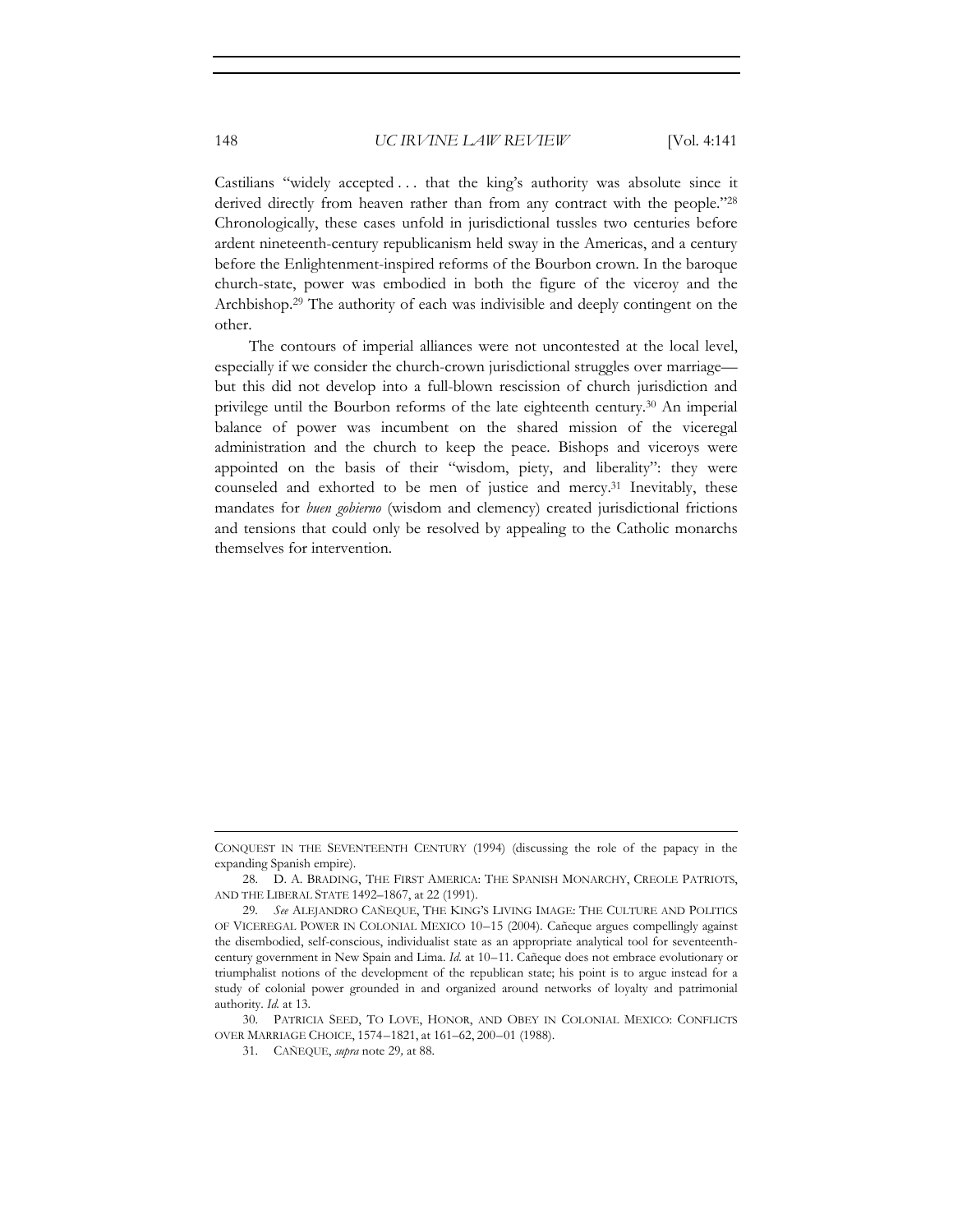Castilians "widely accepted . . . that the king's authority was absolute since it derived directly from heaven rather than from any contract with the people."[28] Chronologically, these cases unfold in jurisdictional tussles two centuries before ardent nineteenth-century republicanism held sway in the Americas, and a century before the Enlightenment-inspired reforms of the Bourbon crown. In the baroque church-state, power was embodied in both the figure of the viceroy and the Archbishop.[29] The authority of each was indivisible and deeply contingent on the other.

The contours of imperial alliances were not uncontested at the local level, especially if we consider the church-crown jurisdictional struggles over marriage—but this did not develop into a full-blown rescission of church jurisdiction and privilege until the Bourbon reforms of the late eighteenth century.[30] An imperial balance of power was incumbent on the shared mission of the viceregal administration and the church to keep the peace. Bishops and viceroys were appointed on the basis of their "wisdom, piety, and liberality": they were counseled and exhorted to be men of justice and mercy.[31] Inevitably, these mandates for *buen gobierno* (wisdom and clemency) created jurisdictional frictions and tensions that could only be resolved by appealing to the Catholic monarchs themselves for intervention.

---

CONQUEST IN THE SEVENTEENTH CENTURY (1994) (discussing the role of the papacy in the expanding Spanish empire).

28. D. A. BRADING, THE FIRST AMERICA: THE SPANISH MONARCHY, CREOLE PATRIOTS, AND THE LIBERAL STATE 1492–1867, at 22 (1991).

29. *See* ALEJANDRO CAÑEQUE, THE KING'S LIVING IMAGE: THE CULTURE AND POLITICS OF VICEREGAL POWER IN COLONIAL MEXICO 10–15 (2004). Cañeque argues compellingly against the disembodied, self-conscious, individualist state as an appropriate analytical tool for seventeenth-century government in New Spain and Lima. *Id.* at 10–11. Cañeque does not embrace evolutionary or triumphalist notions of the development of the republican state; his point is to argue instead for a study of colonial power grounded in and organized around networks of loyalty and patrimonial authority. *Id.* at 13.

30. PATRICIA SEED, TO LOVE, HONOR, AND OBEY IN COLONIAL MEXICO: CONFLICTS OVER MARRIAGE CHOICE, 1574–1821, at 161–62, 200–01 (1988).

31. CAÑEQUE, *supra* note 29, at 88.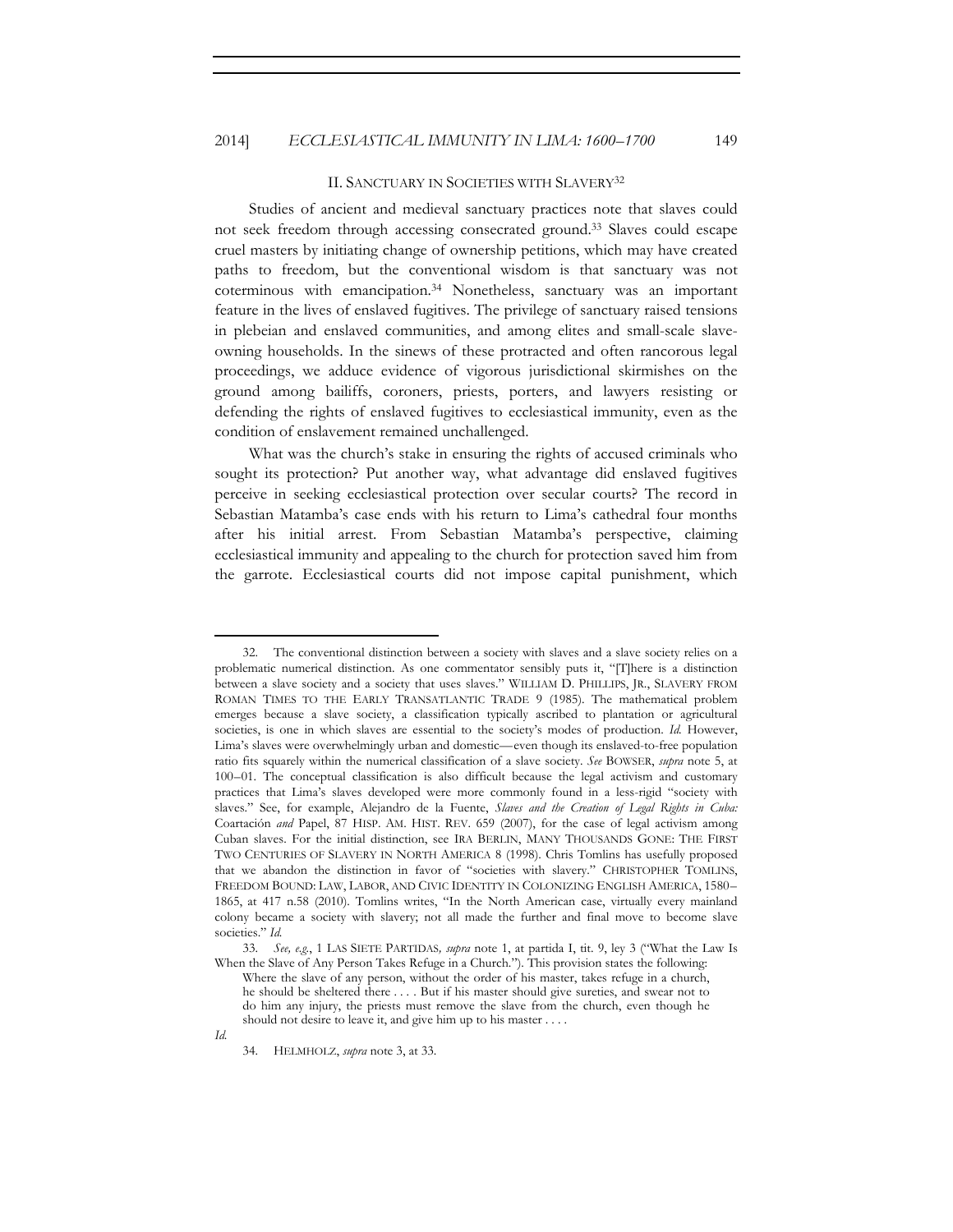## II. SANCTUARY IN SOCIETIES WITH SLAVERY[32]

Studies of ancient and medieval sanctuary practices note that slaves could not seek freedom through accessing consecrated ground.[33] Slaves could escape cruel masters by initiating change of ownership petitions, which may have created paths to freedom, but the conventional wisdom is that sanctuary was not coterminous with emancipation.[34] Nonetheless, sanctuary was an important feature in the lives of enslaved fugitives. The privilege of sanctuary raised tensions in plebeian and enslaved communities, and among elites and small-scale slave-owning households. In the sinews of these protracted and often rancorous legal proceedings, we adduce evidence of vigorous jurisdictional skirmishes on the ground among bailiffs, coroners, priests, porters, and lawyers resisting or defending the rights of enslaved fugitives to ecclesiastical immunity, even as the condition of enslavement remained unchallenged.

What was the church's stake in ensuring the rights of accused criminals who sought its protection? Put another way, what advantage did enslaved fugitives perceive in seeking ecclesiastical protection over secular courts? The record in Sebastian Matamba's case ends with his return to Lima's cathedral four months after his initial arrest. From Sebastian Matamba's perspective, claiming ecclesiastical immunity and appealing to the church for protection saved him from the garrote. Ecclesiastical courts did not impose capital punishment, which

---

32. The conventional distinction between a society with slaves and a slave society relies on a problematic numerical distinction. As one commentator sensibly puts it, "[T]here is a distinction between a slave society and a society that uses slaves." WILLIAM D. PHILLIPS, JR., SLAVERY FROM ROMAN TIMES TO THE EARLY TRANSATLANTIC TRADE 9 (1985). The mathematical problem emerges because a slave society, a classification typically ascribed to plantation or agricultural societies, is one in which slaves are essential to the society's modes of production. *Id.* However, Lima's slaves were overwhelmingly urban and domestic—even though its enslaved-to-free population ratio fits squarely within the numerical classification of a slave society. *See* BOWSER, *supra* note 5, at 100–01. The conceptual classification is also difficult because the legal activism and customary practices that Lima's slaves developed were more commonly found in a less-rigid "society with slaves." See, for example, Alejandro de la Fuente, *Slaves and the Creation of Legal Rights in Cuba:* Coartación *and* Papel, 87 HISP. AM. HIST. REV. 659 (2007), for the case of legal activism among Cuban slaves. For the initial distinction, see IRA BERLIN, MANY THOUSANDS GONE: THE FIRST TWO CENTURIES OF SLAVERY IN NORTH AMERICA 8 (1998). Chris Tomlins has usefully proposed that we abandon the distinction in favor of "societies with slavery." CHRISTOPHER TOMLINS, FREEDOM BOUND: LAW, LABOR, AND CIVIC IDENTITY IN COLONIZING ENGLISH AMERICA, 1580–1865, at 417 n.58 (2010). Tomlins writes, "In the North American case, virtually every mainland colony became a society with slavery; not all made the further and final move to become slave societies." *Id.*

33. *See, e.g.*, 1 LAS SIETE PARTIDAS, *supra* note 1, at partida I, tit. 9, ley 3 ("What the Law Is When the Slave of Any Person Takes Refuge in a Church."). This provision states the following:

> Where the slave of any person, without the order of his master, takes refuge in a church, he should be sheltered there . . . . But if his master should give sureties, and swear not to do him any injury, the priests must remove the slave from the church, even though he should not desire to leave it, and give him up to his master . . . .

*Id.*

34. HELMHOLZ, *supra* note 3, at 33.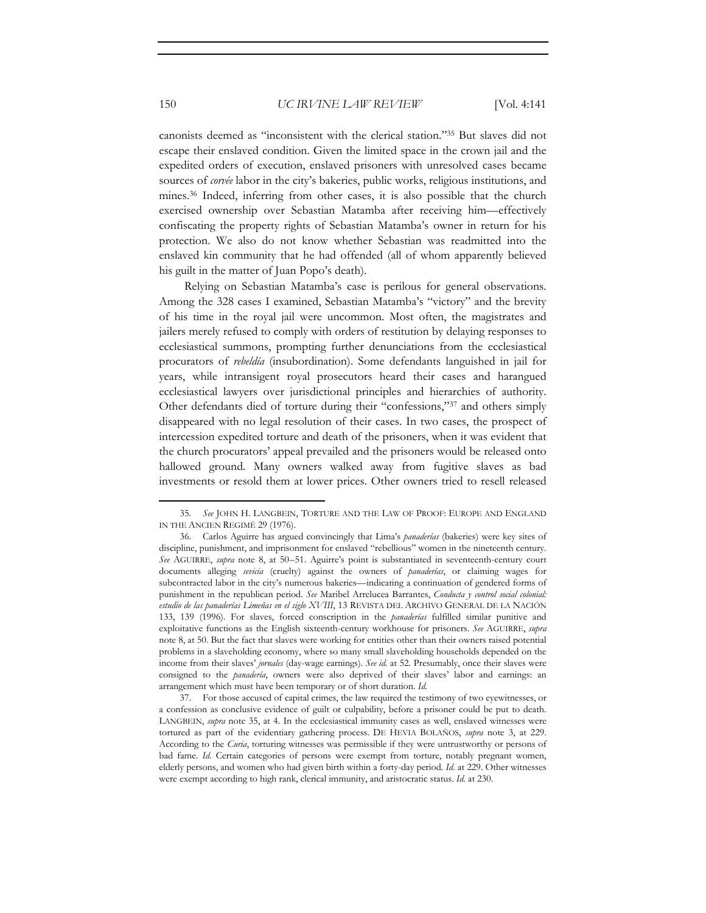canonists deemed as "inconsistent with the clerical station."[35] But slaves did not escape their enslaved condition. Given the limited space in the crown jail and the expedited orders of execution, enslaved prisoners with unresolved cases became sources of *corvée* labor in the city's bakeries, public works, religious institutions, and mines.[36] Indeed, inferring from other cases, it is also possible that the church exercised ownership over Sebastian Matamba after receiving him—effectively confiscating the property rights of Sebastian Matamba's owner in return for his protection. We also do not know whether Sebastian was readmitted into the enslaved kin community that he had offended (all of whom apparently believed his guilt in the matter of Juan Popo's death).

Relying on Sebastian Matamba's case is perilous for general observations. Among the 328 cases I examined, Sebastian Matamba's "victory" and the brevity of his time in the royal jail were uncommon. Most often, the magistrates and jailers merely refused to comply with orders of restitution by delaying responses to ecclesiastical summons, prompting further denunciations from the ecclesiastical procurators of *rebeldía* (insubordination). Some defendants languished in jail for years, while intransigent royal prosecutors heard their cases and harangued ecclesiastical lawyers over jurisdictional principles and hierarchies of authority. Other defendants died of torture during their "confessions,"[37] and others simply disappeared with no legal resolution of their cases. In two cases, the prospect of intercession expedited torture and death of the prisoners, when it was evident that the church procurators' appeal prevailed and the prisoners would be released onto hallowed ground. Many owners walked away from fugitive slaves as bad investments or resold them at lower prices. Other owners tried to resell released

---

35. *See* JOHN H. LANGBEIN, TORTURE AND THE LAW OF PROOF: EUROPE AND ENGLAND IN THE ANCIEN REGIMÉ 29 (1976).

36. Carlos Aguirre has argued convincingly that Lima's *panaderías* (bakeries) were key sites of discipline, punishment, and imprisonment for enslaved "rebellious" women in the nineteenth century. *See* AGUIRRE, *supra* note 8, at 50–51. Aguirre's point is substantiated in seventeenth-century court documents alleging *sevicia* (cruelty) against the owners of *panaderías*, or claiming wages for subcontracted labor in the city's numerous bakeries—indicating a continuation of gendered forms of punishment in the republican period. *See* Maribel Arrelucea Barrantes, *Conducta y control social colonial: estudio de las panaderías Limeñas en el siglo XVIII*, 13 REVISTA DEL ARCHIVO GENERAL DE LA NACIÓN 133, 139 (1996). For slaves, forced conscription in the *panaderías* fulfilled similar punitive and exploitative functions as the English sixteenth-century workhouse for prisoners. *See* AGUIRRE, *supra* note 8, at 50. But the fact that slaves were working for entities other than their owners raised potential problems in a slaveholding economy, where so many small slaveholding households depended on the income from their slaves' *jornales* (day-wage earnings). *See id.* at 52. Presumably, once their slaves were consigned to the *panadería*, owners were also deprived of their slaves' labor and earnings: an arrangement which must have been temporary or of short duration. *Id.*

37. For those accused of capital crimes, the law required the testimony of two eyewitnesses, or a confession as conclusive evidence of guilt or culpability, before a prisoner could be put to death. LANGBEIN, *supra* note 35, at 4. In the ecclesiastical immunity cases as well, enslaved witnesses were tortured as part of the evidentiary gathering process. DE HEVIA BOLAÑOS, *supra* note 3, at 229. According to the *Curia*, torturing witnesses was permissible if they were untrustworthy or persons of bad fame. *Id.* Certain categories of persons were exempt from torture, notably pregnant women, elderly persons, and women who had given birth within a forty-day period. *Id.* at 229. Other witnesses were exempt according to high rank, clerical immunity, and aristocratic status. *Id.* at 230.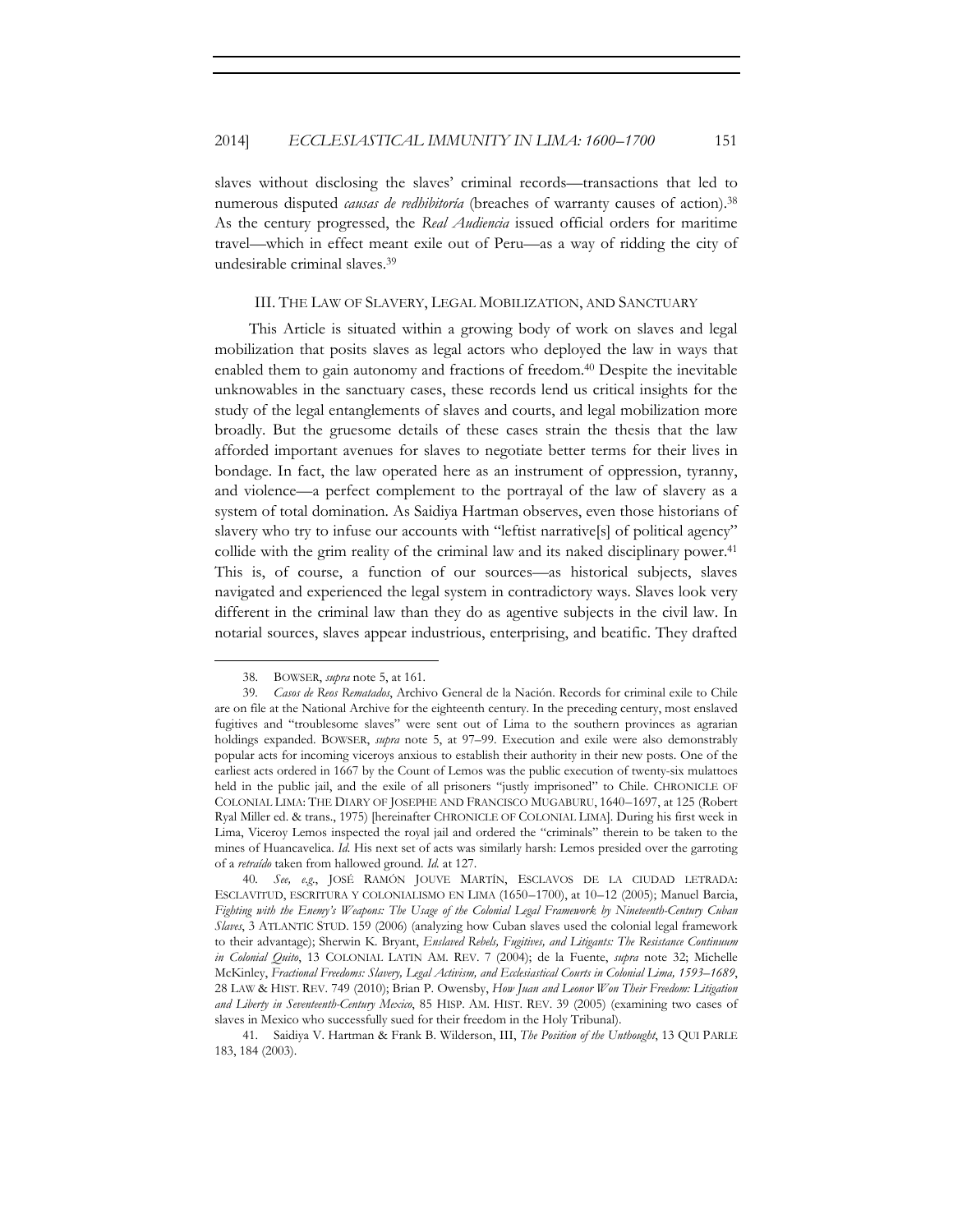slaves without disclosing the slaves' criminal records—transactions that led to numerous disputed *causas de redhibitoría* (breaches of warranty causes of action).[38] As the century progressed, the *Real Audiencia* issued official orders for maritime travel—which in effect meant exile out of Peru—as a way of ridding the city of undesirable criminal slaves.[39]

## III. THE LAW OF SLAVERY, LEGAL MOBILIZATION, AND SANCTUARY

This Article is situated within a growing body of work on slaves and legal mobilization that posits slaves as legal actors who deployed the law in ways that enabled them to gain autonomy and fractions of freedom.[40] Despite the inevitable unknowables in the sanctuary cases, these records lend us critical insights for the study of the legal entanglements of slaves and courts, and legal mobilization more broadly. But the gruesome details of these cases strain the thesis that the law afforded important avenues for slaves to negotiate better terms for their lives in bondage. In fact, the law operated here as an instrument of oppression, tyranny, and violence—a perfect complement to the portrayal of the law of slavery as a system of total domination. As Saidiya Hartman observes, even those historians of slavery who try to infuse our accounts with "leftist narrative[s] of political agency" collide with the grim reality of the criminal law and its naked disciplinary power.[41] This is, of course, a function of our sources—as historical subjects, slaves navigated and experienced the legal system in contradictory ways. Slaves look very different in the criminal law than they do as agentive subjects in the civil law. In notarial sources, slaves appear industrious, enterprising, and beatific. They drafted

---

38. BOWSER, *supra* note 5, at 161.

39. *Casos de Reos Rematados*, Archivo General de la Nación. Records for criminal exile to Chile are on file at the National Archive for the eighteenth century. In the preceding century, most enslaved fugitives and "troublesome slaves" were sent out of Lima to the southern provinces as agrarian holdings expanded. BOWSER, *supra* note 5, at 97–99. Execution and exile were also demonstrably popular acts for incoming viceroys anxious to establish their authority in their new posts. One of the earliest acts ordered in 1667 by the Count of Lemos was the public execution of twenty-six mulattoes held in the public jail, and the exile of all prisoners "justly imprisoned" to Chile. CHRONICLE OF COLONIAL LIMA: THE DIARY OF JOSEPHE AND FRANCISCO MUGABURU, 1640–1697, at 125 (Robert Ryal Miller ed. & trans., 1975) [hereinafter CHRONICLE OF COLONIAL LIMA]. During his first week in Lima, Viceroy Lemos inspected the royal jail and ordered the "criminals" therein to be taken to the mines of Huancavelica. *Id.* His next set of acts was similarly harsh: Lemos presided over the garroting of a *retraído* taken from hallowed ground. *Id.* at 127.

40. *See, e.g.*, JOSÉ RAMÓN JOUVE MARTÍN, ESCLAVOS DE LA CIUDAD LETRADA: ESCLAVITUD, ESCRITURA Y COLONIALISMO EN LIMA (1650–1700), at 10–12 (2005); Manuel Barcia, *Fighting with the Enemy's Weapons: The Usage of the Colonial Legal Framework by Nineteenth-Century Cuban Slaves*, 3 ATLANTIC STUD. 159 (2006) (analyzing how Cuban slaves used the colonial legal framework to their advantage); Sherwin K. Bryant, *Enslaved Rebels, Fugitives, and Litigants: The Resistance Continuum in Colonial Quito*, 13 COLONIAL LATIN AM. REV. 7 (2004); de la Fuente, *supra* note 32; Michelle McKinley, *Fractional Freedoms: Slavery, Legal Activism, and Ecclesiastical Courts in Colonial Lima, 1593–1689*, 28 LAW & HIST. REV. 749 (2010); Brian P. Owensby, *How Juan and Leonor Won Their Freedom: Litigation and Liberty in Seventeenth-Century Mexico*, 85 HISP. AM. HIST. REV. 39 (2005) (examining two cases of slaves in Mexico who successfully sued for their freedom in the Holy Tribunal).

41. Saidiya V. Hartman & Frank B. Wilderson, III, *The Position of the Unthought*, 13 QUI PARLE 183, 184 (2003).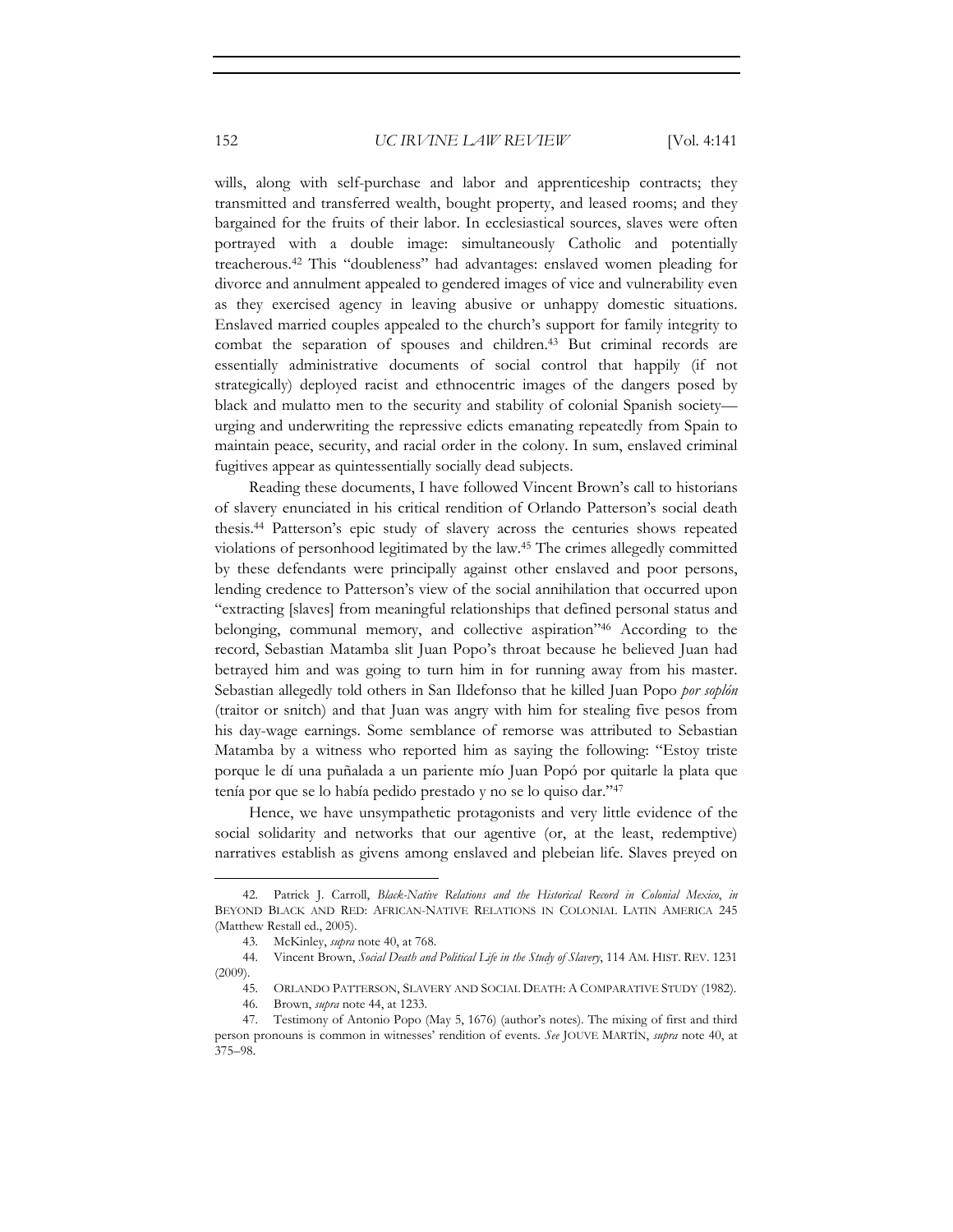wills, along with self-purchase and labor and apprenticeship contracts; they transmitted and transferred wealth, bought property, and leased rooms; and they bargained for the fruits of their labor. In ecclesiastical sources, slaves were often portrayed with a double image: simultaneously Catholic and potentially treacherous.[42] This "doubleness" had advantages: enslaved women pleading for divorce and annulment appealed to gendered images of vice and vulnerability even as they exercised agency in leaving abusive or unhappy domestic situations. Enslaved married couples appealed to the church's support for family integrity to combat the separation of spouses and children.[43] But criminal records are essentially administrative documents of social control that happily (if not strategically) deployed racist and ethnocentric images of the dangers posed by black and mulatto men to the security and stability of colonial Spanish society—urging and underwriting the repressive edicts emanating repeatedly from Spain to maintain peace, security, and racial order in the colony. In sum, enslaved criminal fugitives appear as quintessentially socially dead subjects.

Reading these documents, I have followed Vincent Brown's call to historians of slavery enunciated in his critical rendition of Orlando Patterson's social death thesis.[44] Patterson's epic study of slavery across the centuries shows repeated violations of personhood legitimated by the law.[45] The crimes allegedly committed by these defendants were principally against other enslaved and poor persons, lending credence to Patterson's view of the social annihilation that occurred upon "extracting [slaves] from meaningful relationships that defined personal status and belonging, communal memory, and collective aspiration"[46] According to the record, Sebastian Matamba slit Juan Popo's throat because he believed Juan had betrayed him and was going to turn him in for running away from his master. Sebastian allegedly told others in San Ildefonso that he killed Juan Popo *por soplón* (traitor or snitch) and that Juan was angry with him for stealing five pesos from his day-wage earnings. Some semblance of remorse was attributed to Sebastian Matamba by a witness who reported him as saying the following: "Estoy triste porque le dí una puñalada a un pariente mío Juan Popó por quitarle la plata que tenía por que se lo había pedido prestado y no se lo quiso dar."[47]

Hence, we have unsympathetic protagonists and very little evidence of the social solidarity and networks that our agentive (or, at the least, redemptive) narratives establish as givens among enslaved and plebeian life. Slaves preyed on

---

42. Patrick J. Carroll, *Black-Native Relations and the Historical Record in Colonial Mexico*, *in* BEYOND BLACK AND RED: AFRICAN-NATIVE RELATIONS IN COLONIAL LATIN AMERICA 245 (Matthew Restall ed., 2005).

43. McKinley, *supra* note 40, at 768.

44. Vincent Brown, *Social Death and Political Life in the Study of Slavery*, 114 AM. HIST. REV. 1231 (2009).

45. ORLANDO PATTERSON, SLAVERY AND SOCIAL DEATH: A COMPARATIVE STUDY (1982).

46. Brown, *supra* note 44, at 1233.

47. Testimony of Antonio Popo (May 5, 1676) (author's notes). The mixing of first and third person pronouns is common in witnesses' rendition of events. *See* JOUVE MARTÍN, *supra* note 40, at 375–98.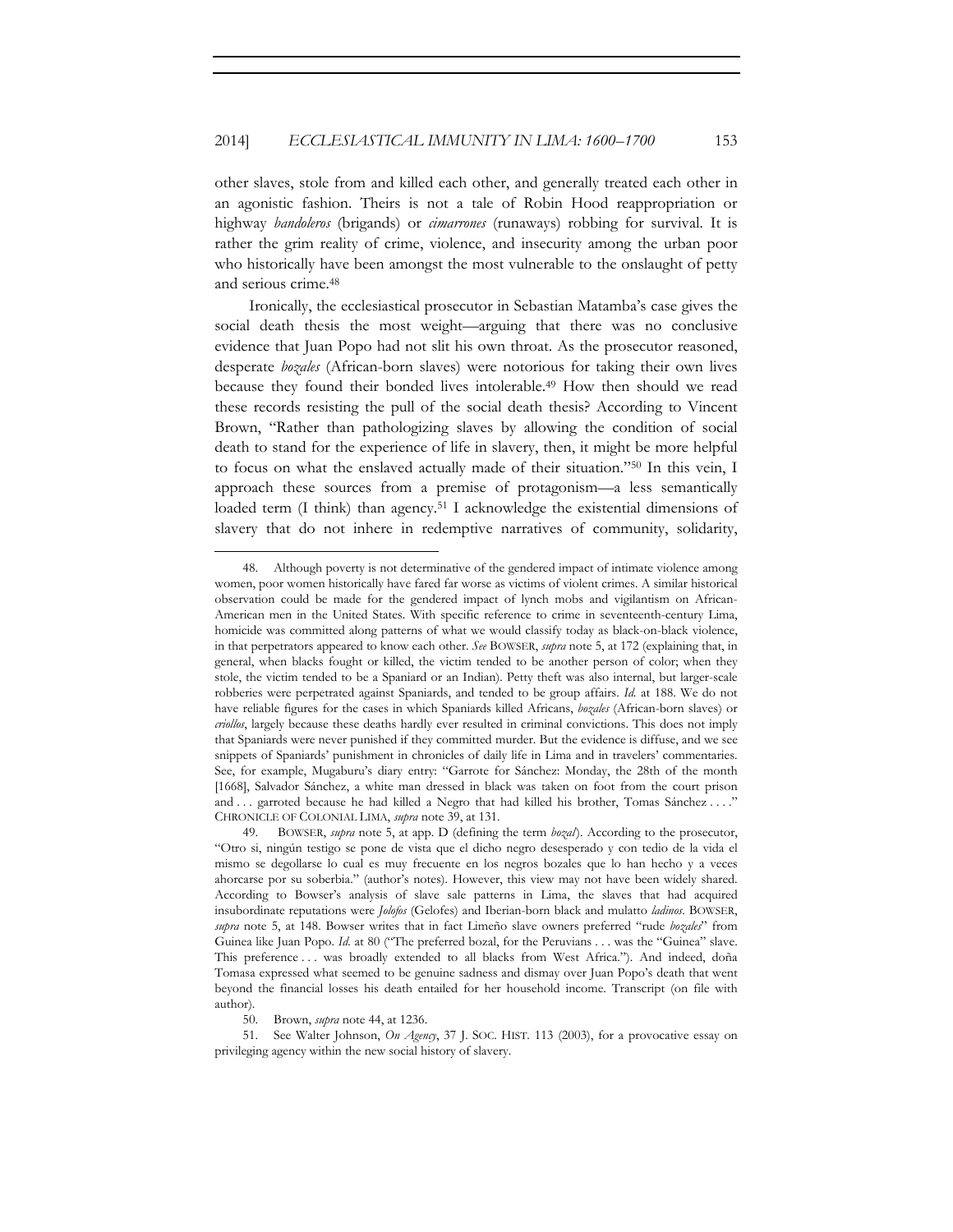other slaves, stole from and killed each other, and generally treated each other in an agonistic fashion. Theirs is not a tale of Robin Hood reappropriation or highway *bandoleros* (brigands) or *cimarrones* (runaways) robbing for survival. It is rather the grim reality of crime, violence, and insecurity among the urban poor who historically have been amongst the most vulnerable to the onslaught of petty and serious crime.[48]

Ironically, the ecclesiastical prosecutor in Sebastian Matamba's case gives the social death thesis the most weight—arguing that there was no conclusive evidence that Juan Popo had not slit his own throat. As the prosecutor reasoned, desperate *bozales* (African-born slaves) were notorious for taking their own lives because they found their bonded lives intolerable.[49] How then should we read these records resisting the pull of the social death thesis? According to Vincent Brown, "Rather than pathologizing slaves by allowing the condition of social death to stand for the experience of life in slavery, then, it might be more helpful to focus on what the enslaved actually made of their situation."[50] In this vein, I approach these sources from a premise of protagonism—a less semantically loaded term (I think) than agency.[51] I acknowledge the existential dimensions of slavery that do not inhere in redemptive narratives of community, solidarity,

---

48. Although poverty is not determinative of the gendered impact of intimate violence among women, poor women historically have fared far worse as victims of violent crimes. A similar historical observation could be made for the gendered impact of lynch mobs and vigilantism on African-American men in the United States. With specific reference to crime in seventeenth-century Lima, homicide was committed along patterns of what we would classify today as black-on-black violence, in that perpetrators appeared to know each other. *See* BOWSER, *supra* note 5, at 172 (explaining that, in general, when blacks fought or killed, the victim tended to be another person of color; when they stole, the victim tended to be a Spaniard or an Indian). Petty theft was also internal, but larger-scale robberies were perpetrated against Spaniards, and tended to be group affairs. *Id.* at 188. We do not have reliable figures for the cases in which Spaniards killed Africans, *bozales* (African-born slaves) or *criollos*, largely because these deaths hardly ever resulted in criminal convictions. This does not imply that Spaniards were never punished if they committed murder. But the evidence is diffuse, and we see snippets of Spaniards' punishment in chronicles of daily life in Lima and in travelers' commentaries. See, for example, Mugaburu's diary entry: "Garrote for Sánchez: Monday, the 28th of the month [1668], Salvador Sánchez, a white man dressed in black was taken on foot from the court prison and . . . garroted because he had killed a Negro that had killed his brother, Tomas Sánchez . . . ." CHRONICLE OF COLONIAL LIMA, *supra* note 39, at 131.

49. BOWSER, *supra* note 5, at app. D (defining the term *bozal*). According to the prosecutor, "Otro si, ningún testigo se pone de vista que el dicho negro desesperado y con tedio de la vida el mismo se degollarse lo cual es muy frecuente en los negros bozales que lo han hecho y a veces ahorcarse por su soberbia." (author's notes). However, this view may not have been widely shared. According to Bowser's analysis of slave sale patterns in Lima, the slaves that had acquired insubordinate reputations were *Jolofos* (Gelofes) and Iberian-born black and mulatto *ladinos*. BOWSER, *supra* note 5, at 148. Bowser writes that in fact Limeño slave owners preferred "rude *bozales*" from Guinea like Juan Popo. *Id.* at 80 ("The preferred bozal, for the Peruvians . . . was the "Guinea" slave. This preference . . . was broadly extended to all blacks from West Africa."). And indeed, doña Tomasa expressed what seemed to be genuine sadness and dismay over Juan Popo's death that went beyond the financial losses his death entailed for her household income. Transcript (on file with author).

50. Brown, *supra* note 44, at 1236.

51. See Walter Johnson, *On Agency*, 37 J. SOC. HIST. 113 (2003), for a provocative essay on privileging agency within the new social history of slavery.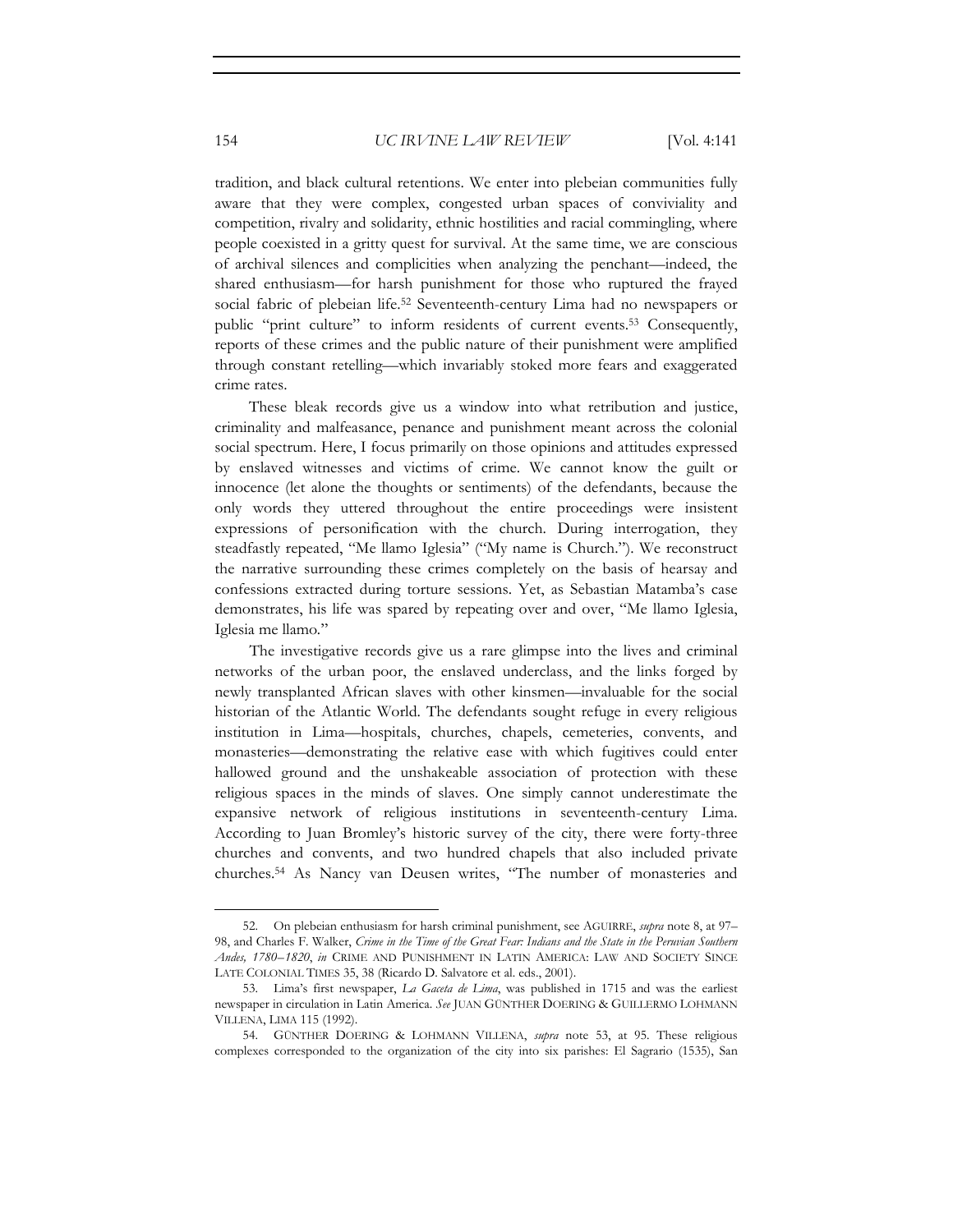tradition, and black cultural retentions. We enter into plebeian communities fully aware that they were complex, congested urban spaces of conviviality and competition, rivalry and solidarity, ethnic hostilities and racial commingling, where people coexisted in a gritty quest for survival. At the same time, we are conscious of archival silences and complicities when analyzing the penchant—indeed, the shared enthusiasm—for harsh punishment for those who ruptured the frayed social fabric of plebeian life.[52] Seventeenth-century Lima had no newspapers or public "print culture" to inform residents of current events.[53] Consequently, reports of these crimes and the public nature of their punishment were amplified through constant retelling—which invariably stoked more fears and exaggerated crime rates.

These bleak records give us a window into what retribution and justice, criminality and malfeasance, penance and punishment meant across the colonial social spectrum. Here, I focus primarily on those opinions and attitudes expressed by enslaved witnesses and victims of crime. We cannot know the guilt or innocence (let alone the thoughts or sentiments) of the defendants, because the only words they uttered throughout the entire proceedings were insistent expressions of personification with the church. During interrogation, they steadfastly repeated, "Me llamo Iglesia" ("My name is Church."). We reconstruct the narrative surrounding these crimes completely on the basis of hearsay and confessions extracted during torture sessions. Yet, as Sebastian Matamba's case demonstrates, his life was spared by repeating over and over, "Me llamo Iglesia, Iglesia me llamo."

The investigative records give us a rare glimpse into the lives and criminal networks of the urban poor, the enslaved underclass, and the links forged by newly transplanted African slaves with other kinsmen—invaluable for the social historian of the Atlantic World. The defendants sought refuge in every religious institution in Lima—hospitals, churches, chapels, cemeteries, convents, and monasteries—demonstrating the relative ease with which fugitives could enter hallowed ground and the unshakeable association of protection with these religious spaces in the minds of slaves. One simply cannot underestimate the expansive network of religious institutions in seventeenth-century Lima. According to Juan Bromley's historic survey of the city, there were forty-three churches and convents, and two hundred chapels that also included private churches.[54] As Nancy van Deusen writes, "The number of monasteries and

---

52. On plebeian enthusiasm for harsh criminal punishment, see AGUIRRE, *supra* note 8, at 97–98, and Charles F. Walker, *Crime in the Time of the Great Fear: Indians and the State in the Peruvian Southern Andes, 1780–1820*, *in* CRIME AND PUNISHMENT IN LATIN AMERICA: LAW AND SOCIETY SINCE LATE COLONIAL TIMES 35, 38 (Ricardo D. Salvatore et al. eds., 2001).

53. Lima's first newspaper, *La Gaceta de Lima*, was published in 1715 and was the earliest newspaper in circulation in Latin America. *See* JUAN GÜNTHER DOERING & GUILLERMO LOHMANN VILLENA, LIMA 115 (1992).

54. GÜNTHER DOERING & LOHMANN VILLENA, *supra* note 53, at 95. These religious complexes corresponded to the organization of the city into six parishes: El Sagrario (1535), San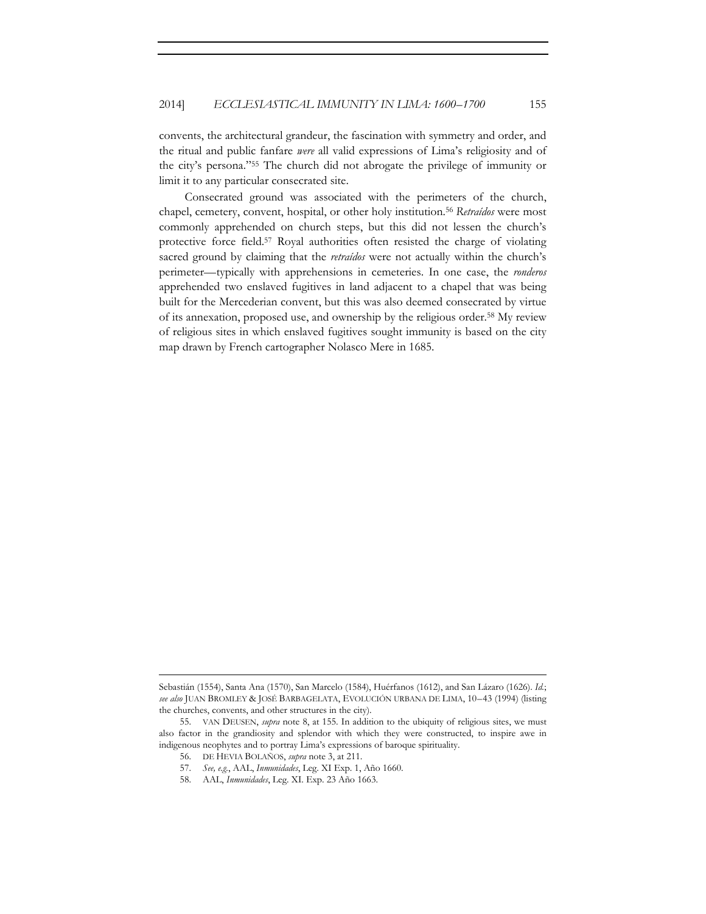convents, the architectural grandeur, the fascination with symmetry and order, and the ritual and public fanfare *were* all valid expressions of Lima's religiosity and of the city's persona."[55] The church did not abrogate the privilege of immunity or limit it to any particular consecrated site.

Consecrated ground was associated with the perimeters of the church, chapel, cemetery, convent, hospital, or other holy institution.[56] *Retraídos* were most commonly apprehended on church steps, but this did not lessen the church's protective force field.[57] Royal authorities often resisted the charge of violating sacred ground by claiming that the *retraídos* were not actually within the church's perimeter—typically with apprehensions in cemeteries. In one case, the *ronderos* apprehended two enslaved fugitives in land adjacent to a chapel that was being built for the Mercederian convent, but this was also deemed consecrated by virtue of its annexation, proposed use, and ownership by the religious order.[58] My review of religious sites in which enslaved fugitives sought immunity is based on the city map drawn by French cartographer Nolasco Mere in 1685.

---

Sebastián (1554), Santa Ana (1570), San Marcelo (1584), Huérfanos (1612), and San Lázaro (1626). *Id.*; *see also* JUAN BROMLEY & JOSÉ BARBAGELATA, EVOLUCIÓN URBANA DE LIMA, 10–43 (1994) (listing the churches, convents, and other structures in the city).

55. VAN DEUSEN, *supra* note 8, at 155. In addition to the ubiquity of religious sites, we must also factor in the grandiosity and splendor with which they were constructed, to inspire awe in indigenous neophytes and to portray Lima's expressions of baroque spirituality.

56. DE HEVIA BOLAÑOS, *supra* note 3, at 211.

57. *See, e.g.*, AAL, *Inmunidades*, Leg. XI Exp. 1, Año 1660.

58. AAL, *Inmunidades*, Leg. XI. Exp. 23 Año 1663.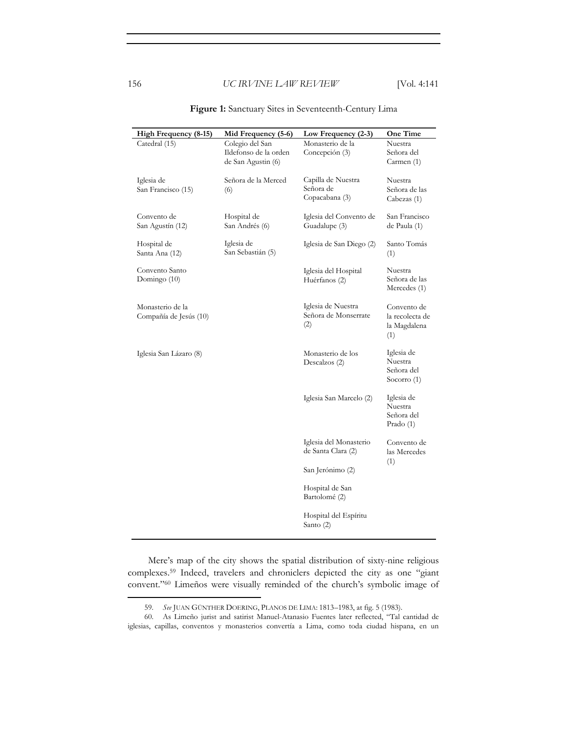**Figure 1:** Sanctuary Sites in Seventeenth-Century Lima

| High Frequency (8-15) | Mid Frequency (5-6) | Low Frequency (2-3) | One Time |
|---|---|---|---|
| Catedral (15) | Colegio del San Ildefonso de la orden de San Agustin (6) | Monasterio de la Concepción (3) | Nuestra Señora del Carmen (1) |
| Iglesia de San Francisco (15) | Señora de la Merced (6) | Capilla de Nuestra Señora de Copacabana (3) | Nuestra Señora de las Cabezas (1) |
| Convento de San Agustín (12) | Hospital de San Andrés (6) | Iglesia del Convento de Guadalupe (3) | San Francisco de Paula (1) |
| Hospital de Santa Ana (12) | Iglesia de San Sebastián (5) | Iglesia de San Diego (2) | Santo Tomás (1) |
| Convento Santo Domingo (10) | | Iglesia del Hospital Huérfanos (2) | Nuestra Señora de las Mercedes (1) |
| Monasterio de la Compañía de Jesús (10) | | Iglesia de Nuestra Señora de Monserrate (2) | Convento de la recolecta de la Magdalena (1) |
| Iglesia San Lázaro (8) | | Monasterio de los Descalzos (2) | Iglesia de Nuestra Señora del Socorro (1) |
| | | Iglesia San Marcelo (2) | Iglesia de Nuestra Señora del Prado (1) |
| | | Iglesia del Monasterio de Santa Clara (2) | Convento de las Mercedes (1) |
| | | San Jerónimo (2) | |
| | | Hospital de San Bartolomé (2) | |
| | | Hospital del Espíritu Santo (2) | |

Mere's map of the city shows the spatial distribution of sixty-nine religious complexes.[59] Indeed, travelers and chroniclers depicted the city as one "giant convent."[60] Limeños were visually reminded of the church's symbolic image of

59. *See* JUAN GÜNTHER DOERING, PLANOS DE LIMA: 1813–1983, at fig. 5 (1983).

60. As Limeño jurist and satirist Manuel-Atanasio Fuentes later reflected, "Tal cantidad de iglesias, capillas, conventos y monasterios convertía a Lima, como toda ciudad hispana, en un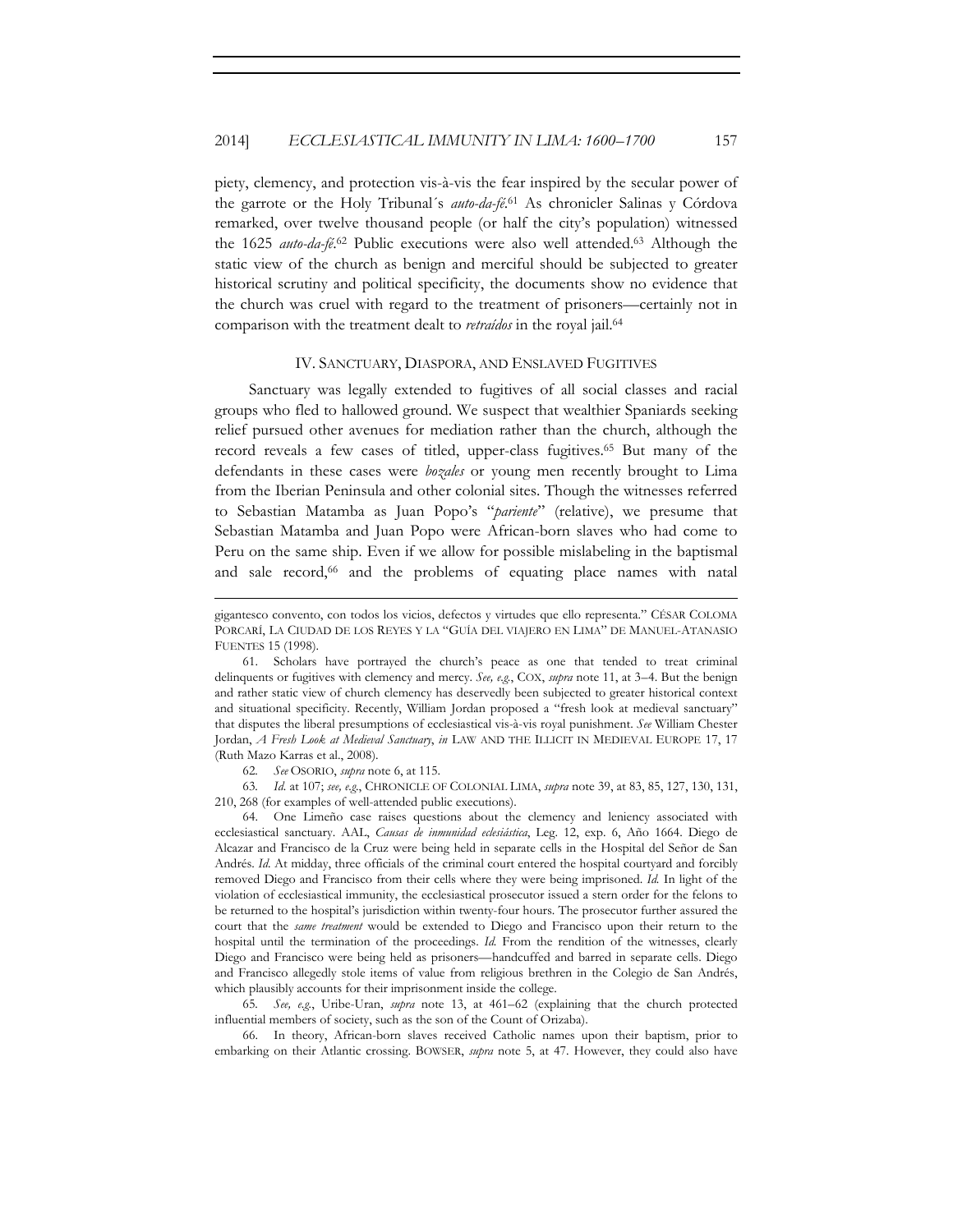piety, clemency, and protection vis-à-vis the fear inspired by the secular power of the garrote or the Holy Tribunal´s *auto-da-fé*.[61] As chronicler Salinas y Córdova remarked, over twelve thousand people (or half the city's population) witnessed the 1625 *auto-da-fé*.[62] Public executions were also well attended.[63] Although the static view of the church as benign and merciful should be subjected to greater historical scrutiny and political specificity, the documents show no evidence that the church was cruel with regard to the treatment of prisoners—certainly not in comparison with the treatment dealt to *retraídos* in the royal jail.[64]

## IV. SANCTUARY, DIASPORA, AND ENSLAVED FUGITIVES

Sanctuary was legally extended to fugitives of all social classes and racial groups who fled to hallowed ground. We suspect that wealthier Spaniards seeking relief pursued other avenues for mediation rather than the church, although the record reveals a few cases of titled, upper-class fugitives.[65] But many of the defendants in these cases were *bozales* or young men recently brought to Lima from the Iberian Peninsula and other colonial sites. Though the witnesses referred to Sebastian Matamba as Juan Popo's "*pariente*" (relative), we presume that Sebastian Matamba and Juan Popo were African-born slaves who had come to Peru on the same ship. Even if we allow for possible mislabeling in the baptismal and sale record,[66] and the problems of equating place names with natal

---

gigantesco convento, con todos los vicios, defectos y virtudes que ello representa." CÉSAR COLOMA PORCARÍ, LA CIUDAD DE LOS REYES Y LA "GUÍA DEL VIAJERO EN LIMA" DE MANUEL-ATANASIO FUENTES 15 (1998).

61. Scholars have portrayed the church's peace as one that tended to treat criminal delinquents or fugitives with clemency and mercy. *See, e.g.*, COX, *supra* note 11, at 3–4. But the benign and rather static view of church clemency has deservedly been subjected to greater historical context and situational specificity. Recently, William Jordan proposed a "fresh look at medieval sanctuary" that disputes the liberal presumptions of ecclesiastical vis-à-vis royal punishment. *See* William Chester Jordan, *A Fresh Look at Medieval Sanctuary*, *in* LAW AND THE ILLICIT IN MEDIEVAL EUROPE 17, 17 (Ruth Mazo Karras et al., 2008).

62. *See* OSORIO, *supra* note 6, at 115.

63. *Id.* at 107; *see, e.g.*, CHRONICLE OF COLONIAL LIMA, *supra* note 39, at 83, 85, 127, 130, 131, 210, 268 (for examples of well-attended public executions).

64. One Limeño case raises questions about the clemency and leniency associated with ecclesiastical sanctuary. AAL, *Causas de inmunidad eclesiástica*, Leg. 12, exp. 6, Año 1664. Diego de Alcazar and Francisco de la Cruz were being held in separate cells in the Hospital del Señor de San Andrés. *Id.* At midday, three officials of the criminal court entered the hospital courtyard and forcibly removed Diego and Francisco from their cells where they were being imprisoned. *Id.* In light of the violation of ecclesiastical immunity, the ecclesiastical prosecutor issued a stern order for the felons to be returned to the hospital's jurisdiction within twenty-four hours. The prosecutor further assured the court that the *same treatment* would be extended to Diego and Francisco upon their return to the hospital until the termination of the proceedings. *Id.* From the rendition of the witnesses, clearly Diego and Francisco were being held as prisoners—handcuffed and barred in separate cells. Diego and Francisco allegedly stole items of value from religious brethren in the Colegio de San Andrés, which plausibly accounts for their imprisonment inside the college.

65. *See, e.g.*, Uribe-Uran, *supra* note 13, at 461–62 (explaining that the church protected influential members of society, such as the son of the Count of Orizaba).

66. In theory, African-born slaves received Catholic names upon their baptism, prior to embarking on their Atlantic crossing. BOWSER, *supra* note 5, at 47. However, they could also have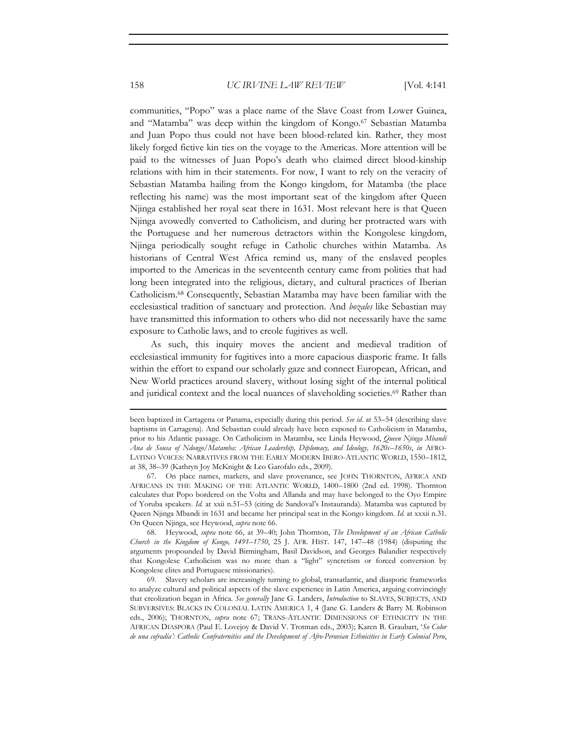communities, "Popo" was a place name of the Slave Coast from Lower Guinea, and "Matamba" was deep within the kingdom of Kongo.[67] Sebastian Matamba and Juan Popo thus could not have been blood-related kin. Rather, they most likely forged fictive kin ties on the voyage to the Americas. More attention will be paid to the witnesses of Juan Popo's death who claimed direct blood-kinship relations with him in their statements. For now, I want to rely on the veracity of Sebastian Matamba hailing from the Kongo kingdom, for Matamba (the place reflecting his name) was the most important seat of the kingdom after Queen Njinga established her royal seat there in 1631. Most relevant here is that Queen Njinga avowedly converted to Catholicism, and during her protracted wars with the Portuguese and her numerous detractors within the Kongolese kingdom, Njinga periodically sought refuge in Catholic churches within Matamba. As historians of Central West Africa remind us, many of the enslaved peoples imported to the Americas in the seventeenth century came from polities that had long been integrated into the religious, dietary, and cultural practices of Iberian Catholicism.[68] Consequently, Sebastian Matamba may have been familiar with the ecclesiastical tradition of sanctuary and protection. And *bozales* like Sebastian may have transmitted this information to others who did not necessarily have the same exposure to Catholic laws, and to creole fugitives as well.

As such, this inquiry moves the ancient and medieval tradition of ecclesiastical immunity for fugitives into a more capacious diasporic frame. It falls within the effort to expand our scholarly gaze and connect European, African, and New World practices around slavery, without losing sight of the internal political and juridical context and the local nuances of slaveholding societies.[69] Rather than

---

been baptized in Cartagena or Panama, especially during this period. *See id.* at 53–54 (describing slave baptisms in Cartagena). And Sebastian could already have been exposed to Catholicism in Matamba, prior to his Atlantic passage. On Catholicism in Matamba, see Linda Heywood, *Queen Njinga Mbandi Ana de Sousa of Ndongo/Matamba: African Leadership, Diplomacy, and Ideology, 1620s–1650s*, *in* AFRO-LATINO VOICES: NARRATIVES FROM THE EARLY MODERN IBERO-ATLANTIC WORLD, 1550–1812, at 38, 38–39 (Kathryn Joy McKnight & Leo Garofalo eds., 2009).

67. On place names, markets, and slave provenance, see JOHN THORNTON, AFRICA AND AFRICANS IN THE MAKING OF THE ATLANTIC WORLD, 1400–1800 (2nd ed. 1998). Thornton calculates that Popo bordered on the Volta and Allanda and may have belonged to the Oyo Empire of Yoruba speakers. *Id.* at xxii n.51–53 (citing de Sandoval's Instauranda). Matamba was captured by Queen Njinga Mbandi in 1631 and became her principal seat in the Kongo kingdom. *Id.* at xxxii n.31. On Queen Njinga, see Heywood, *supra* note 66.

68. Heywood, *supra* note 66, at 39–40; John Thornton, *The Development of an African Catholic Church in the Kingdom of Kongo, 1491–1750*, 25 J. AFR. HIST. 147, 147–48 (1984) (disputing the arguments propounded by David Birmingham, Basil Davidson, and Georges Balandier respectively that Kongolese Catholicism was no more than a "light" syncretism or forced conversion by Kongolese elites and Portuguese missionaries).

69. Slavery scholars are increasingly turning to global, transatlantic, and diasporic frameworks to analyze cultural and political aspects of the slave experience in Latin America, arguing convincingly that creolization began in Africa. *See generally* Jane G. Landers, *Introduction* to SLAVES, SUBJECTS, AND SUBVERSIVES: BLACKS IN COLONIAL LATIN AMERICA 1, 4 (Jane G. Landers & Barry M. Robinson eds., 2006); THORNTON, *supra* note 67; TRANS-ATLANTIC DIMENSIONS OF ETHNICITY IN THE AFRICAN DIASPORA (Paul E. Lovejoy & David V. Trotman eds., 2003); Karen B. Graubart, *'So Color de una cofradía': Catholic Confraternities and the Development of Afro-Peruvian Ethnicities in Early Colonial Peru*,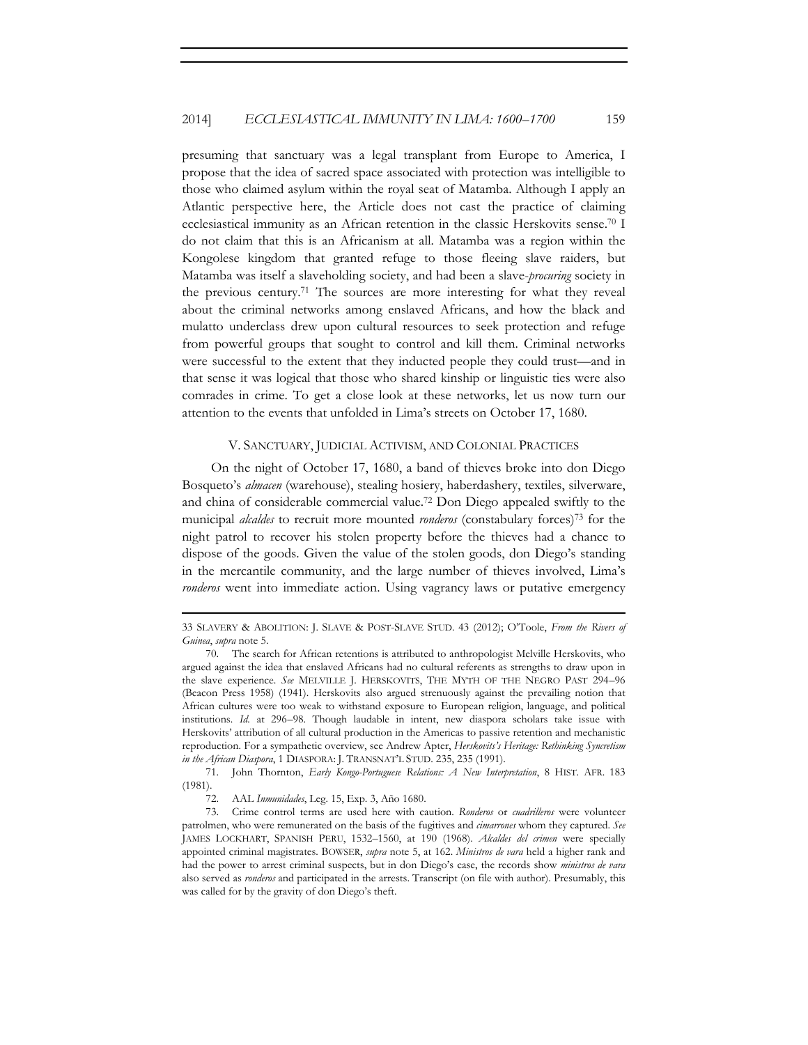presuming that sanctuary was a legal transplant from Europe to America, I propose that the idea of sacred space associated with protection was intelligible to those who claimed asylum within the royal seat of Matamba. Although I apply an Atlantic perspective here, the Article does not cast the practice of claiming ecclesiastical immunity as an African retention in the classic Herskovits sense.[70] I do not claim that this is an Africanism at all. Matamba was a region within the Kongolese kingdom that granted refuge to those fleeing slave raiders, but Matamba was itself a slaveholding society, and had been a slave-*procuring* society in the previous century.[71] The sources are more interesting for what they reveal about the criminal networks among enslaved Africans, and how the black and mulatto underclass drew upon cultural resources to seek protection and refuge from powerful groups that sought to control and kill them. Criminal networks were successful to the extent that they inducted people they could trust—and in that sense it was logical that those who shared kinship or linguistic ties were also comrades in crime. To get a close look at these networks, let us now turn our attention to the events that unfolded in Lima's streets on October 17, 1680.

## V. SANCTUARY, JUDICIAL ACTIVISM, AND COLONIAL PRACTICES

On the night of October 17, 1680, a band of thieves broke into don Diego Bosqueto's *almacen* (warehouse), stealing hosiery, haberdashery, textiles, silverware, and china of considerable commercial value.[72] Don Diego appealed swiftly to the municipal *alcaldes* to recruit more mounted *ronderos* (constabulary forces)[73] for the night patrol to recover his stolen property before the thieves had a chance to dispose of the goods. Given the value of the stolen goods, don Diego's standing in the mercantile community, and the large number of thieves involved, Lima's *ronderos* went into immediate action. Using vagrancy laws or putative emergency

---

33 SLAVERY & ABOLITION: J. SLAVE & POST-SLAVE STUD. 43 (2012); O'Toole, *From the Rivers of Guinea*, *supra* note 5.

70. The search for African retentions is attributed to anthropologist Melville Herskovits, who argued against the idea that enslaved Africans had no cultural referents as strengths to draw upon in the slave experience. *See* MELVILLE J. HERSKOVITS, THE MYTH OF THE NEGRO PAST 294–96 (Beacon Press 1958) (1941). Herskovits also argued strenuously against the prevailing notion that African cultures were too weak to withstand exposure to European religion, language, and political institutions. *Id.* at 296–98. Though laudable in intent, new diaspora scholars take issue with Herskovits' attribution of all cultural production in the Americas to passive retention and mechanistic reproduction. For a sympathetic overview, see Andrew Apter, *Herskovits's Heritage: Rethinking Syncretism in the African Diaspora*, 1 DIASPORA: J. TRANSNAT'L STUD. 235, 235 (1991).

71. John Thornton, *Early Kongo-Portuguese Relations: A New Interpretation*, 8 HIST. AFR. 183 (1981).

72. AAL *Inmunidades*, Leg. 15, Exp. 3, Año 1680.

73. Crime control terms are used here with caution. *Ronderos* or *cuadrilleros* were volunteer patrolmen, who were remunerated on the basis of the fugitives and *cimarrones* whom they captured. *See* JAMES LOCKHART, SPANISH PERU, 1532–1560, at 190 (1968). *Alcaldes del crimen* were specially appointed criminal magistrates. BOWSER, *supra* note 5, at 162. *Ministros de vara* held a higher rank and had the power to arrest criminal suspects, but in don Diego's case, the records show *ministros de vara* also served as *ronderos* and participated in the arrests. Transcript (on file with author). Presumably, this was called for by the gravity of don Diego's theft.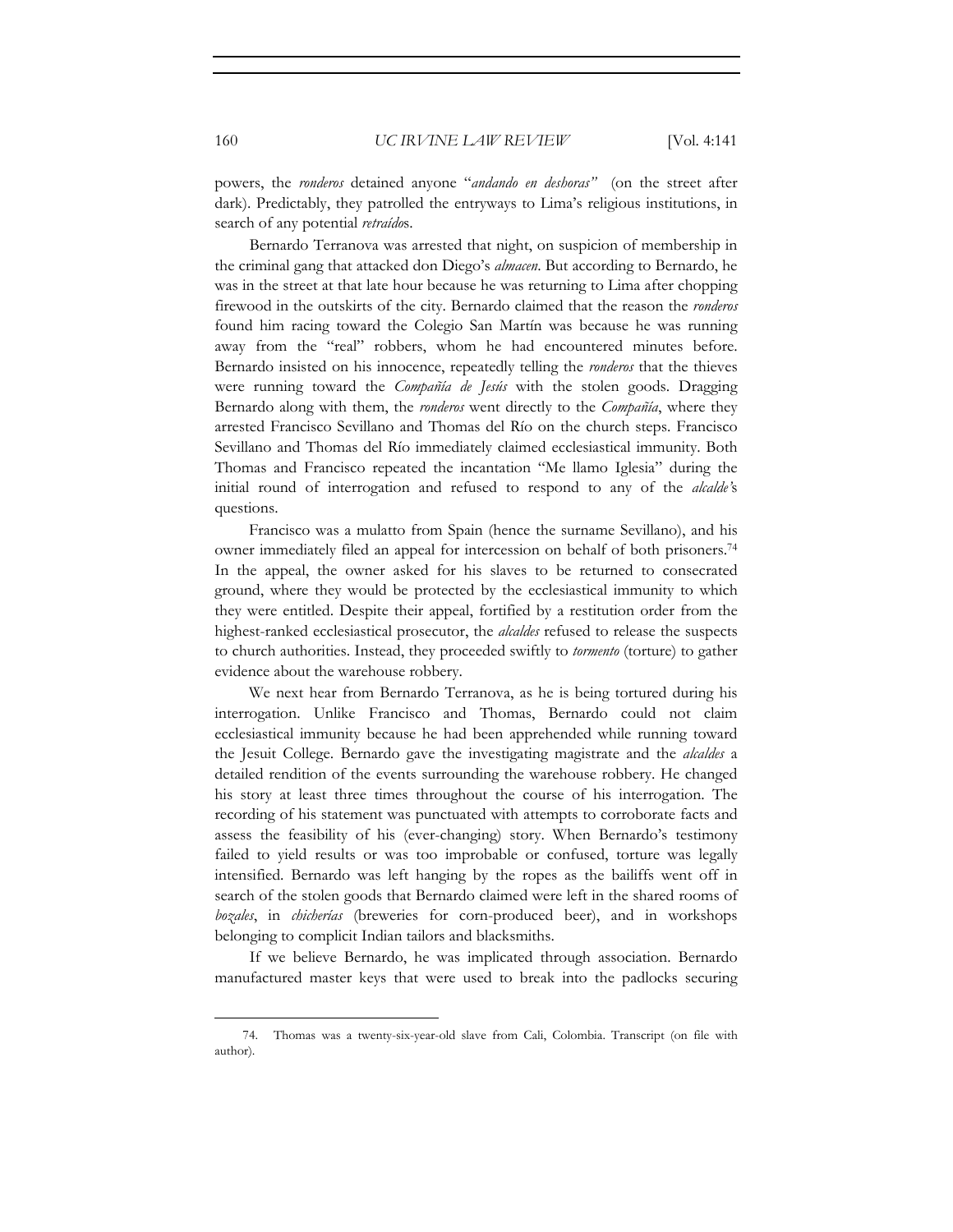powers, the *ronderos* detained anyone "*andando en deshoras"* (on the street after dark). Predictably, they patrolled the entryways to Lima's religious institutions, in search of any potential *retraído*s.

Bernardo Terranova was arrested that night, on suspicion of membership in the criminal gang that attacked don Diego's *almacen*. But according to Bernardo, he was in the street at that late hour because he was returning to Lima after chopping firewood in the outskirts of the city. Bernardo claimed that the reason the *ronderos* found him racing toward the Colegio San Martín was because he was running away from the "real" robbers, whom he had encountered minutes before. Bernardo insisted on his innocence, repeatedly telling the *ronderos* that the thieves were running toward the *Compañía de Jesús* with the stolen goods. Dragging Bernardo along with them, the *ronderos* went directly to the *Compañía*, where they arrested Francisco Sevillano and Thomas del Río on the church steps. Francisco Sevillano and Thomas del Río immediately claimed ecclesiastical immunity. Both Thomas and Francisco repeated the incantation "Me llamo Iglesia" during the initial round of interrogation and refused to respond to any of the *alcalde'*s questions.

Francisco was a mulatto from Spain (hence the surname Sevillano), and his owner immediately filed an appeal for intercession on behalf of both prisoners.[74] In the appeal, the owner asked for his slaves to be returned to consecrated ground, where they would be protected by the ecclesiastical immunity to which they were entitled. Despite their appeal, fortified by a restitution order from the highest-ranked ecclesiastical prosecutor, the *alcaldes* refused to release the suspects to church authorities. Instead, they proceeded swiftly to *tormento* (torture) to gather evidence about the warehouse robbery.

We next hear from Bernardo Terranova, as he is being tortured during his interrogation. Unlike Francisco and Thomas, Bernardo could not claim ecclesiastical immunity because he had been apprehended while running toward the Jesuit College. Bernardo gave the investigating magistrate and the *alcaldes* a detailed rendition of the events surrounding the warehouse robbery. He changed his story at least three times throughout the course of his interrogation. The recording of his statement was punctuated with attempts to corroborate facts and assess the feasibility of his (ever-changing) story. When Bernardo's testimony failed to yield results or was too improbable or confused, torture was legally intensified. Bernardo was left hanging by the ropes as the bailiffs went off in search of the stolen goods that Bernardo claimed were left in the shared rooms of *bozales*, in *chicherías* (breweries for corn-produced beer), and in workshops belonging to complicit Indian tailors and blacksmiths.

If we believe Bernardo, he was implicated through association. Bernardo manufactured master keys that were used to break into the padlocks securing

---

74. Thomas was a twenty-six-year-old slave from Cali, Colombia. Transcript (on file with author).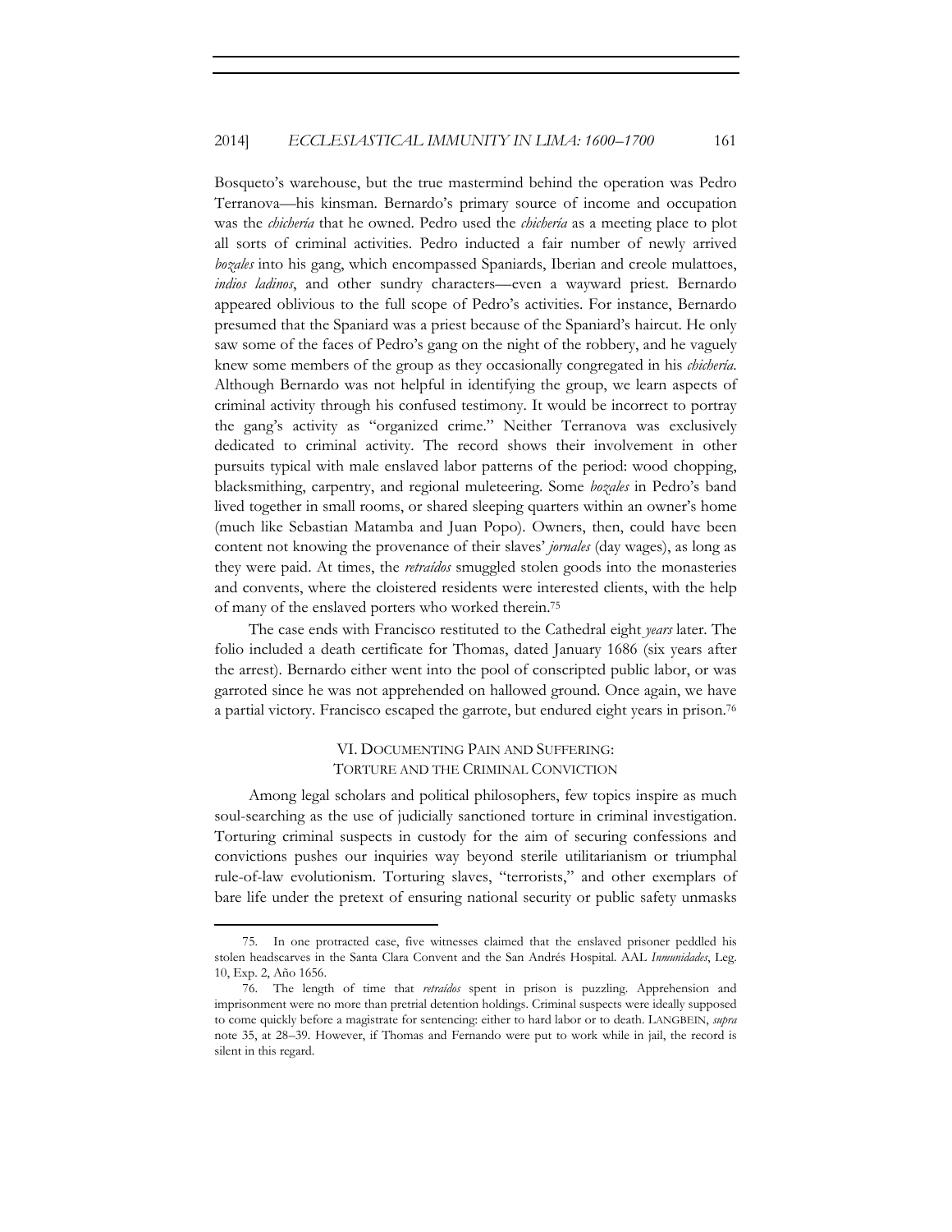Bosqueto's warehouse, but the true mastermind behind the operation was Pedro Terranova—his kinsman. Bernardo's primary source of income and occupation was the *chichería* that he owned. Pedro used the *chichería* as a meeting place to plot all sorts of criminal activities. Pedro inducted a fair number of newly arrived *bozales* into his gang, which encompassed Spaniards, Iberian and creole mulattoes, *indios ladinos*, and other sundry characters—even a wayward priest. Bernardo appeared oblivious to the full scope of Pedro's activities. For instance, Bernardo presumed that the Spaniard was a priest because of the Spaniard's haircut. He only saw some of the faces of Pedro's gang on the night of the robbery, and he vaguely knew some members of the group as they occasionally congregated in his *chichería*. Although Bernardo was not helpful in identifying the group, we learn aspects of criminal activity through his confused testimony. It would be incorrect to portray the gang's activity as "organized crime." Neither Terranova was exclusively dedicated to criminal activity. The record shows their involvement in other pursuits typical with male enslaved labor patterns of the period: wood chopping, blacksmithing, carpentry, and regional muleteering. Some *bozales* in Pedro's band lived together in small rooms, or shared sleeping quarters within an owner's home (much like Sebastian Matamba and Juan Popo). Owners, then, could have been content not knowing the provenance of their slaves' *jornales* (day wages), as long as they were paid. At times, the *retraídos* smuggled stolen goods into the monasteries and convents, where the cloistered residents were interested clients, with the help of many of the enslaved porters who worked therein.[75]

The case ends with Francisco restituted to the Cathedral eight *years* later. The folio included a death certificate for Thomas, dated January 1686 (six years after the arrest). Bernardo either went into the pool of conscripted public labor, or was garroted since he was not apprehended on hallowed ground. Once again, we have a partial victory. Francisco escaped the garrote, but endured eight years in prison.[76]

## VI. Documenting Pain and Suffering: Torture and the Criminal Conviction

Among legal scholars and political philosophers, few topics inspire as much soul-searching as the use of judicially sanctioned torture in criminal investigation. Torturing criminal suspects in custody for the aim of securing confessions and convictions pushes our inquiries way beyond sterile utilitarianism or triumphal rule-of-law evolutionism. Torturing slaves, "terrorists," and other exemplars of bare life under the pretext of ensuring national security or public safety unmasks

75. In one protracted case, five witnesses claimed that the enslaved prisoner peddled his stolen headscarves in the Santa Clara Convent and the San Andrés Hospital. AAL *Inmunidades*, Leg. 10, Exp. 2, Año 1656.

76. The length of time that *retraídos* spent in prison is puzzling. Apprehension and imprisonment were no more than pretrial detention holdings. Criminal suspects were ideally supposed to come quickly before a magistrate for sentencing: either to hard labor or to death. LANGBEIN, *supra* note 35, at 28–39. However, if Thomas and Fernando were put to work while in jail, the record is silent in this regard.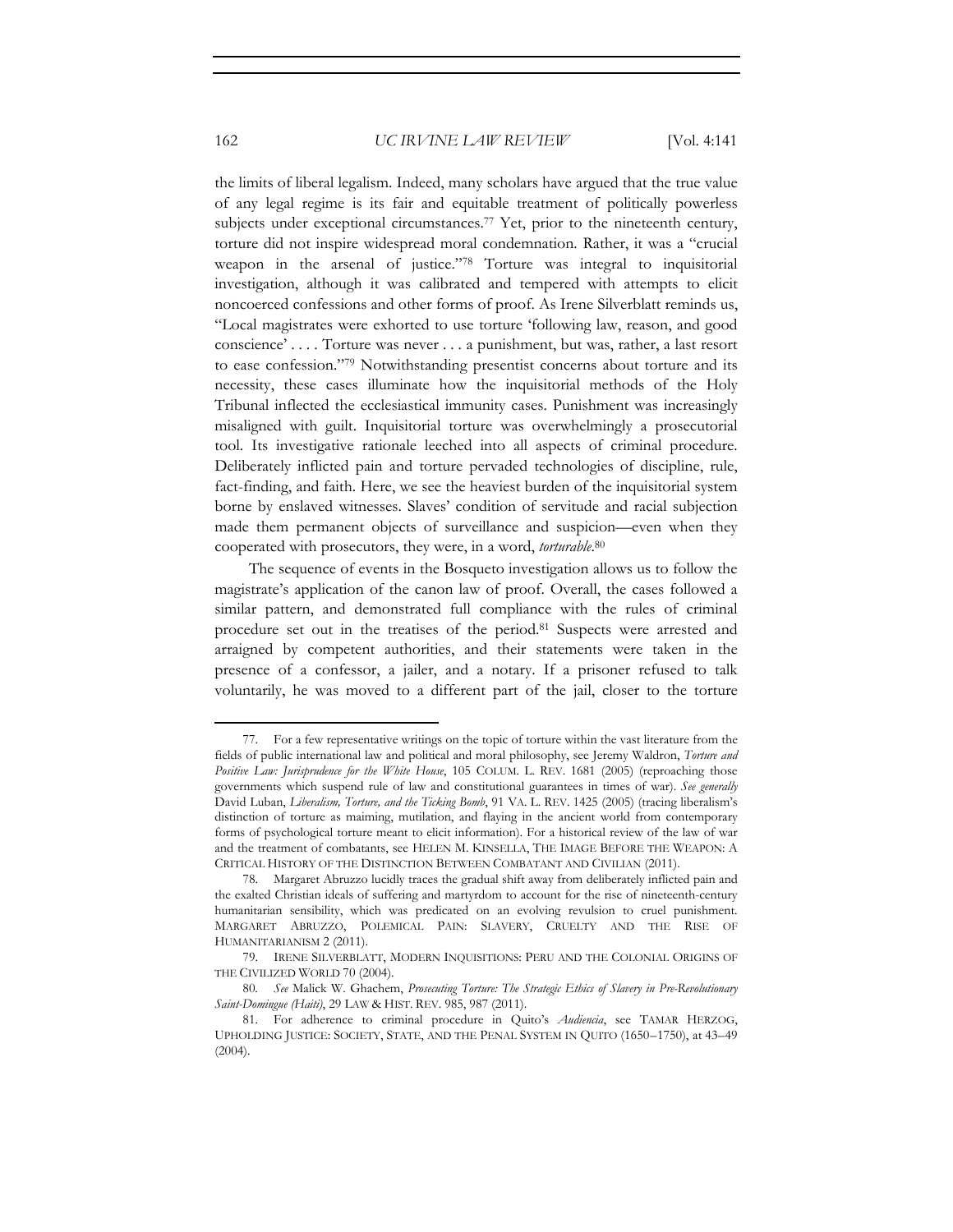the limits of liberal legalism. Indeed, many scholars have argued that the true value of any legal regime is its fair and equitable treatment of politically powerless subjects under exceptional circumstances.[77] Yet, prior to the nineteenth century, torture did not inspire widespread moral condemnation. Rather, it was a "crucial weapon in the arsenal of justice."[78] Torture was integral to inquisitorial investigation, although it was calibrated and tempered with attempts to elicit noncoerced confessions and other forms of proof. As Irene Silverblatt reminds us, "Local magistrates were exhorted to use torture 'following law, reason, and good conscience' . . . . Torture was never . . . a punishment, but was, rather, a last resort to ease confession."[79] Notwithstanding presentist concerns about torture and its necessity, these cases illuminate how the inquisitorial methods of the Holy Tribunal inflected the ecclesiastical immunity cases. Punishment was increasingly misaligned with guilt. Inquisitorial torture was overwhelmingly a prosecutorial tool. Its investigative rationale leeched into all aspects of criminal procedure. Deliberately inflicted pain and torture pervaded technologies of discipline, rule, fact-finding, and faith. Here, we see the heaviest burden of the inquisitorial system borne by enslaved witnesses. Slaves' condition of servitude and racial subjection made them permanent objects of surveillance and suspicion—even when they cooperated with prosecutors, they were, in a word, *torturable*.[80]

The sequence of events in the Bosqueto investigation allows us to follow the magistrate's application of the canon law of proof. Overall, the cases followed a similar pattern, and demonstrated full compliance with the rules of criminal procedure set out in the treatises of the period.[81] Suspects were arrested and arraigned by competent authorities, and their statements were taken in the presence of a confessor, a jailer, and a notary. If a prisoner refused to talk voluntarily, he was moved to a different part of the jail, closer to the torture

---

77. For a few representative writings on the topic of torture within the vast literature from the fields of public international law and political and moral philosophy, see Jeremy Waldron, *Torture and Positive Law: Jurisprudence for the White House*, 105 COLUM. L. REV. 1681 (2005) (reproaching those governments which suspend rule of law and constitutional guarantees in times of war). *See generally* David Luban, *Liberalism, Torture, and the Ticking Bomb*, 91 VA. L. REV. 1425 (2005) (tracing liberalism's distinction of torture as maiming, mutilation, and flaying in the ancient world from contemporary forms of psychological torture meant to elicit information). For a historical review of the law of war and the treatment of combatants, see HELEN M. KINSELLA, THE IMAGE BEFORE THE WEAPON: A CRITICAL HISTORY OF THE DISTINCTION BETWEEN COMBATANT AND CIVILIAN (2011).

78. Margaret Abruzzo lucidly traces the gradual shift away from deliberately inflicted pain and the exalted Christian ideals of suffering and martyrdom to account for the rise of nineteenth-century humanitarian sensibility, which was predicated on an evolving revulsion to cruel punishment. MARGARET ABRUZZO, POLEMICAL PAIN: SLAVERY, CRUELTY AND THE RISE OF HUMANITARIANISM 2 (2011).

79. IRENE SILVERBLATT, MODERN INQUISITIONS: PERU AND THE COLONIAL ORIGINS OF THE CIVILIZED WORLD 70 (2004).

80. *See* Malick W. Ghachem, *Prosecuting Torture: The Strategic Ethics of Slavery in Pre-Revolutionary Saint-Domingue (Haiti)*, 29 LAW & HIST. REV. 985, 987 (2011).

81. For adherence to criminal procedure in Quito's *Audiencia*, see TAMAR HERZOG, UPHOLDING JUSTICE: SOCIETY, STATE, AND THE PENAL SYSTEM IN QUITO (1650–1750), at 43–49 (2004).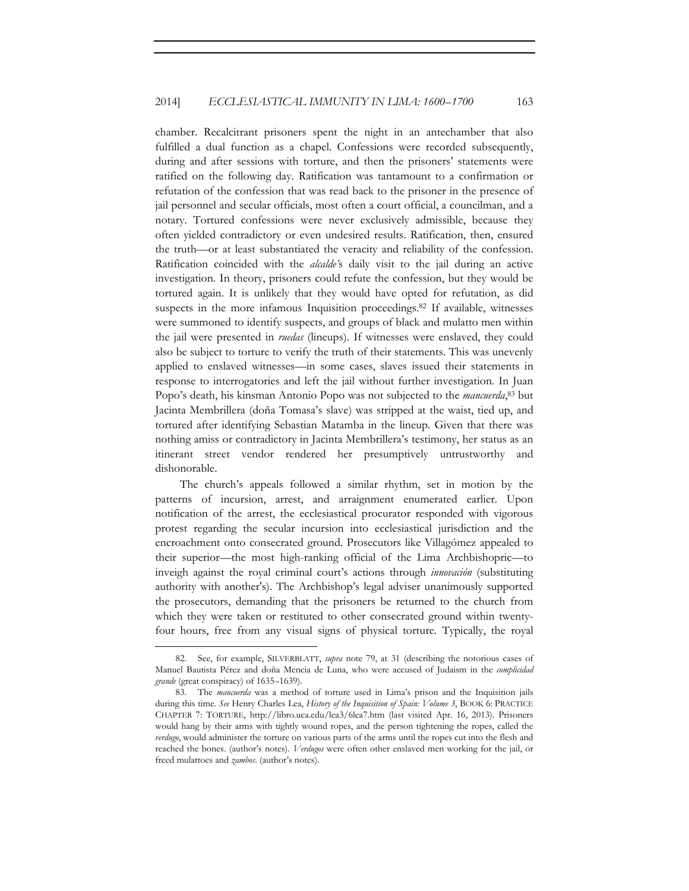chamber. Recalcitrant prisoners spent the night in an antechamber that also fulfilled a dual function as a chapel. Confessions were recorded subsequently, during and after sessions with torture, and then the prisoners' statements were ratified on the following day. Ratification was tantamount to a confirmation or refutation of the confession that was read back to the prisoner in the presence of jail personnel and secular officials, most often a court official, a councilman, and a notary. Tortured confessions were never exclusively admissible, because they often yielded contradictory or even undesired results. Ratification, then, ensured the truth—or at least substantiated the veracity and reliability of the confession. Ratification coincided with the *alcalde'*s daily visit to the jail during an active investigation. In theory, prisoners could refute the confession, but they would be tortured again. It is unlikely that they would have opted for refutation, as did suspects in the more infamous Inquisition proceedings.[82] If available, witnesses were summoned to identify suspects, and groups of black and mulatto men within the jail were presented in *ruedas* (lineups). If witnesses were enslaved, they could also be subject to torture to verify the truth of their statements. This was unevenly applied to enslaved witnesses—in some cases, slaves issued their statements in response to interrogatories and left the jail without further investigation. In Juan Popo's death, his kinsman Antonio Popo was not subjected to the *mancuerda*,[83] but Jacinta Membrillera (doña Tomasa's slave) was stripped at the waist, tied up, and tortured after identifying Sebastian Matamba in the lineup. Given that there was nothing amiss or contradictory in Jacinta Membrillera's testimony, her status as an itinerant street vendor rendered her presumptively untrustworthy and dishonorable.

The church's appeals followed a similar rhythm, set in motion by the patterns of incursion, arrest, and arraignment enumerated earlier. Upon notification of the arrest, the ecclesiastical procurator responded with vigorous protest regarding the secular incursion into ecclesiastical jurisdiction and the encroachment onto consecrated ground. Prosecutors like Villagómez appealed to their superior—the most high-ranking official of the Lima Archbishopric—to inveigh against the royal criminal court's actions through *innovación* (substituting authority with another's). The Archbishop's legal adviser unanimously supported the prosecutors, demanding that the prisoners be returned to the church from which they were taken or restituted to other consecrated ground within twenty-four hours, free from any visual signs of physical torture. Typically, the royal

---

82. See, for example, SILVERBLATT, *supra* note 79, at 31 (describing the notorious cases of Manuel Bautista Pérez and doña Mencia de Luna, who were accused of Judaism in the *complicidad grande* (great conspiracy) of 1635–1639).

83. The *mancuerda* was a method of torture used in Lima's prison and the Inquisition jails during this time. *See* Henry Charles Lea, *History of the Inquisition of Spain: Volume 3*, BOOK 6: PRACTICE CHAPTER 7: TORTURE, http://libro.uca.edu/lea3/6lea7.htm (last visited Apr. 16, 2013). Prisoners would hang by their arms with tightly wound ropes, and the person tightening the ropes, called the *verdugo*, would administer the torture on various parts of the arms until the ropes cut into the flesh and reached the bones. (author's notes). *Verdugos* were often other enslaved men working for the jail, or freed mulattoes and *zambos*. (author's notes).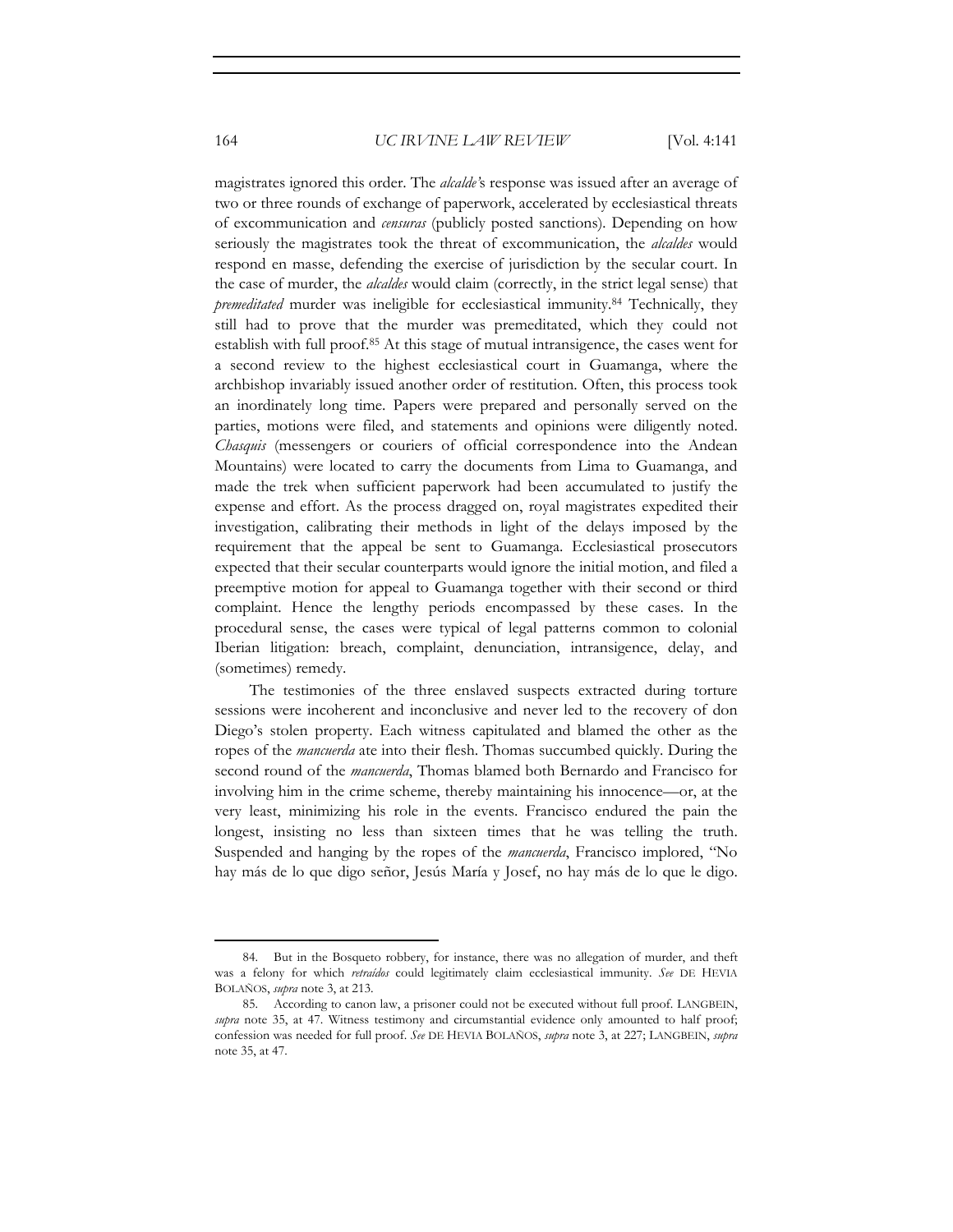magistrates ignored this order. The *alcalde'*s response was issued after an average of two or three rounds of exchange of paperwork, accelerated by ecclesiastical threats of excommunication and *censuras* (publicly posted sanctions). Depending on how seriously the magistrates took the threat of excommunication, the *alcaldes* would respond en masse, defending the exercise of jurisdiction by the secular court. In the case of murder, the *alcaldes* would claim (correctly, in the strict legal sense) that *premeditated* murder was ineligible for ecclesiastical immunity.[84] Technically, they still had to prove that the murder was premeditated, which they could not establish with full proof.[85] At this stage of mutual intransigence, the cases went for a second review to the highest ecclesiastical court in Guamanga, where the archbishop invariably issued another order of restitution. Often, this process took an inordinately long time. Papers were prepared and personally served on the parties, motions were filed, and statements and opinions were diligently noted. *Chasquis* (messengers or couriers of official correspondence into the Andean Mountains) were located to carry the documents from Lima to Guamanga, and made the trek when sufficient paperwork had been accumulated to justify the expense and effort. As the process dragged on, royal magistrates expedited their investigation, calibrating their methods in light of the delays imposed by the requirement that the appeal be sent to Guamanga. Ecclesiastical prosecutors expected that their secular counterparts would ignore the initial motion, and filed a preemptive motion for appeal to Guamanga together with their second or third complaint. Hence the lengthy periods encompassed by these cases. In the procedural sense, the cases were typical of legal patterns common to colonial Iberian litigation: breach, complaint, denunciation, intransigence, delay, and (sometimes) remedy.

The testimonies of the three enslaved suspects extracted during torture sessions were incoherent and inconclusive and never led to the recovery of don Diego's stolen property. Each witness capitulated and blamed the other as the ropes of the *mancuerda* ate into their flesh. Thomas succumbed quickly. During the second round of the *mancuerda*, Thomas blamed both Bernardo and Francisco for involving him in the crime scheme, thereby maintaining his innocence—or, at the very least, minimizing his role in the events. Francisco endured the pain the longest, insisting no less than sixteen times that he was telling the truth. Suspended and hanging by the ropes of the *mancuerda*, Francisco implored, "No hay más de lo que digo señor, Jesús María y Josef, no hay más de lo que le digo.

---

84. But in the Bosqueto robbery, for instance, there was no allegation of murder, and theft was a felony for which *retraídos* could legitimately claim ecclesiastical immunity. *See* DE HEVIA BOLAÑOS, *supra* note 3, at 213.

85. According to canon law, a prisoner could not be executed without full proof. LANGBEIN, *supra* note 35, at 47. Witness testimony and circumstantial evidence only amounted to half proof; confession was needed for full proof. *See* DE HEVIA BOLAÑOS, *supra* note 3, at 227; LANGBEIN, *supra* note 35, at 47.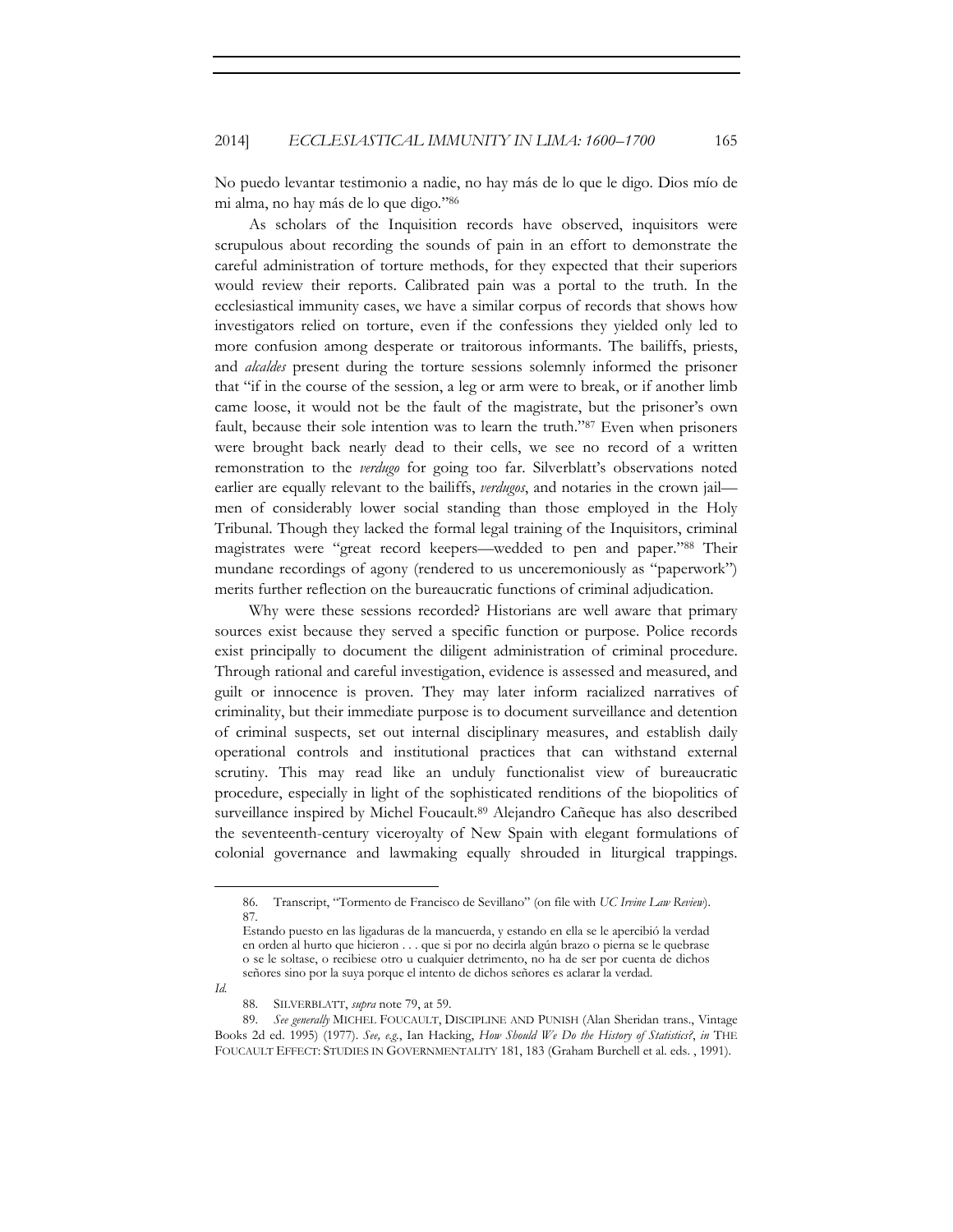No puedo levantar testimonio a nadie, no hay más de lo que le digo. Dios mío de mi alma, no hay más de lo que digo."[86]

As scholars of the Inquisition records have observed, inquisitors were scrupulous about recording the sounds of pain in an effort to demonstrate the careful administration of torture methods, for they expected that their superiors would review their reports. Calibrated pain was a portal to the truth. In the ecclesiastical immunity cases, we have a similar corpus of records that shows how investigators relied on torture, even if the confessions they yielded only led to more confusion among desperate or traitorous informants. The bailiffs, priests, and *alcaldes* present during the torture sessions solemnly informed the prisoner that "if in the course of the session, a leg or arm were to break, or if another limb came loose, it would not be the fault of the magistrate, but the prisoner's own fault, because their sole intention was to learn the truth."[87] Even when prisoners were brought back nearly dead to their cells, we see no record of a written remonstration to the *verdugo* for going too far. Silverblatt's observations noted earlier are equally relevant to the bailiffs, *verdugos*, and notaries in the crown jail—men of considerably lower social standing than those employed in the Holy Tribunal. Though they lacked the formal legal training of the Inquisitors, criminal magistrates were "great record keepers—wedded to pen and paper."[88] Their mundane recordings of agony (rendered to us unceremoniously as "paperwork") merits further reflection on the bureaucratic functions of criminal adjudication.

Why were these sessions recorded? Historians are well aware that primary sources exist because they served a specific function or purpose. Police records exist principally to document the diligent administration of criminal procedure. Through rational and careful investigation, evidence is assessed and measured, and guilt or innocence is proven. They may later inform racialized narratives of criminality, but their immediate purpose is to document surveillance and detention of criminal suspects, set out internal disciplinary measures, and establish daily operational controls and institutional practices that can withstand external scrutiny. This may read like an unduly functionalist view of bureaucratic procedure, especially in light of the sophisticated renditions of the biopolitics of surveillance inspired by Michel Foucault.[89] Alejandro Cañeque has also described the seventeenth-century viceroyalty of New Spain with elegant formulations of colonial governance and lawmaking equally shrouded in liturgical trappings.

---

86. Transcript, "Tormento de Francisco de Sevillano" (on file with *UC Irvine Law Review*).

87.

> Estando puesto en las ligaduras de la mancuerda, y estando en ella se le apercibió la verdad en orden al hurto que hicieron . . . que si por no decirla algún brazo o pierna se le quebrase o se le soltase, o recibiese otro u cualquier detrimento, no ha de ser por cuenta de dichos señores sino por la suya porque el intento de dichos señores es aclarar la verdad.

*Id.*

88. SILVERBLATT, *supra* note 79, at 59.

89. *See generally* MICHEL FOUCAULT, DISCIPLINE AND PUNISH (Alan Sheridan trans., Vintage Books 2d ed. 1995) (1977). *See, e.g.*, Ian Hacking, *How Should We Do the History of Statistics?*, *in* THE FOUCAULT EFFECT: STUDIES IN GOVERNMENTALITY 181, 183 (Graham Burchell et al. eds. , 1991).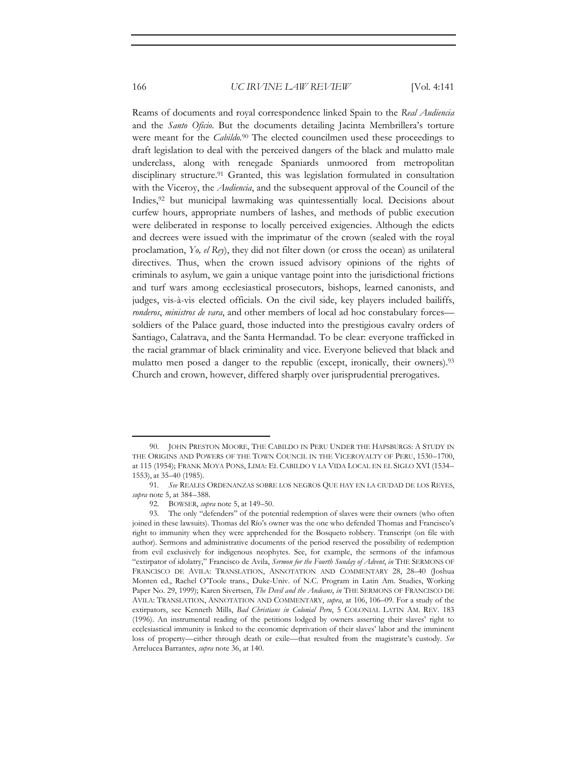Reams of documents and royal correspondence linked Spain to the *Real Audiencia* and the *Santo Oficio*. But the documents detailing Jacinta Membrillera's torture were meant for the *Cabildo*.[90] The elected councilmen used these proceedings to draft legislation to deal with the perceived dangers of the black and mulatto male underclass, along with renegade Spaniards unmoored from metropolitan disciplinary structure.[91] Granted, this was legislation formulated in consultation with the Viceroy, the *Audiencia*, and the subsequent approval of the Council of the Indies,[92] but municipal lawmaking was quintessentially local. Decisions about curfew hours, appropriate numbers of lashes, and methods of public execution were deliberated in response to locally perceived exigencies. Although the edicts and decrees were issued with the imprimatur of the crown (sealed with the royal proclamation, *Yo, el Rey*), they did not filter down (or cross the ocean) as unilateral directives. Thus, when the crown issued advisory opinions of the rights of criminals to asylum, we gain a unique vantage point into the jurisdictional frictions and turf wars among ecclesiastical prosecutors, bishops, learned canonists, and judges, vis-à-vis elected officials. On the civil side, key players included bailiffs, *ronderos*, *ministros de vara*, and other members of local ad hoc constabulary forces—soldiers of the Palace guard, those inducted into the prestigious cavalry orders of Santiago, Calatrava, and the Santa Hermandad. To be clear: everyone trafficked in the racial grammar of black criminality and vice. Everyone believed that black and mulatto men posed a danger to the republic (except, ironically, their owners).[93] Church and crown, however, differed sharply over jurisprudential prerogatives.

---

90. JOHN PRESTON MOORE, THE CABILDO IN PERU UNDER THE HAPSBURGS: A STUDY IN THE ORIGINS AND POWERS OF THE TOWN COUNCIL IN THE VICEROYALTY OF PERU, 1530–1700, at 115 (1954); FRANK MOYA PONS, LIMA: EL CABILDO Y LA VIDA LOCAL EN EL SIGLO XVI (1534–1553), at 35–40 (1985).

91. *See* REALES ORDENANZAS SOBRE LOS NEGROS QUE HAY EN LA CIUDAD DE LOS REYES, *supra* note 5, at 384–388.

92. BOWSER, *supra* note 5, at 149–50.

93. The only "defenders" of the potential redemption of slaves were their owners (who often joined in these lawsuits). Thomas del Río's owner was the one who defended Thomas and Francisco's right to immunity when they were apprehended for the Bosqueto robbery. Transcript (on file with author). Sermons and administrative documents of the period reserved the possibility of redemption from evil exclusively for indigenous neophytes. See, for example, the sermons of the infamous "extirpator of idolatry," Francisco de Avila, *Sermon for the Fourth Sunday of Advent*, *in* THE SERMONS OF FRANCISCO DE AVILA: TRANSLATION, ANNOTATION AND COMMENTARY 28, 28–40 (Joshua Monten ed., Rachel O'Toole trans., Duke-Univ. of N.C. Program in Latin Am. Studies, Working Paper No. 29, 1999); Karen Sivertsen, *The Devil and the Andeans*, *in* THE SERMONS OF FRANCISCO DE AVILA: TRANSLATION, ANNOTATION AND COMMENTARY, *supra*, at 106, 106–09. For a study of the extirpators, see Kenneth Mills, *Bad Christians in Colonial Peru*, 5 COLONIAL LATIN AM. REV. 183 (1996). An instrumental reading of the petitions lodged by owners asserting their slaves' right to ecclesiastical immunity is linked to the economic deprivation of their slaves' labor and the imminent loss of property—either through death or exile—that resulted from the magistrate's custody. *See* Arrelucea Barrantes, *supra* note 36, at 140.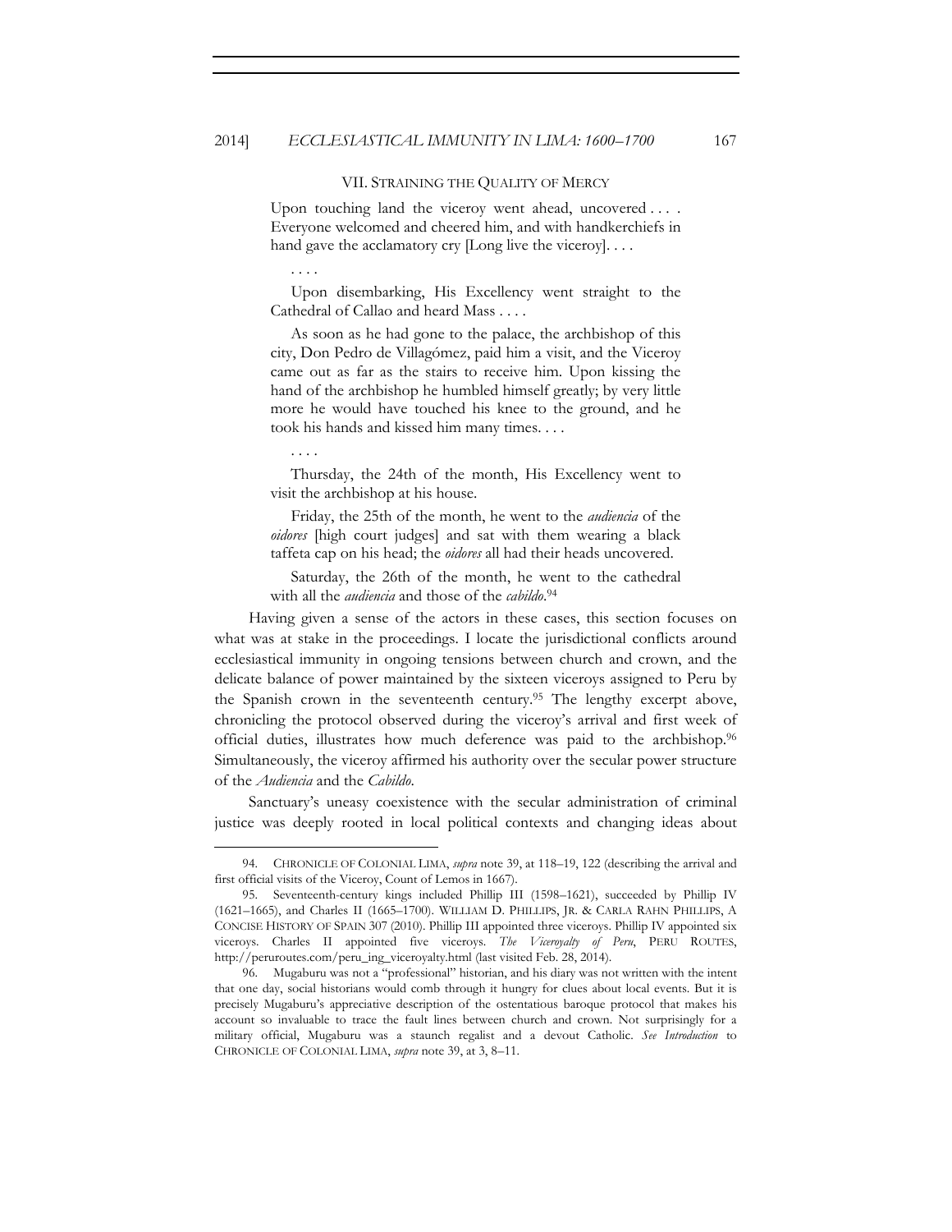## VII. STRAINING THE QUALITY OF MERCY

> Upon touching land the viceroy went ahead, uncovered . . . . Everyone welcomed and cheered him, and with handkerchiefs in hand gave the acclamatory cry [Long live the viceroy]. . . .
>
> . . . .
>
> Upon disembarking, His Excellency went straight to the Cathedral of Callao and heard Mass . . . .
>
> As soon as he had gone to the palace, the archbishop of this city, Don Pedro de Villagómez, paid him a visit, and the Viceroy came out as far as the stairs to receive him. Upon kissing the hand of the archbishop he humbled himself greatly; by very little more he would have touched his knee to the ground, and he took his hands and kissed him many times. . . .
>
> . . . .
>
> Thursday, the 24th of the month, His Excellency went to visit the archbishop at his house.
>
> Friday, the 25th of the month, he went to the *audiencia* of the *oidores* [high court judges] and sat with them wearing a black taffeta cap on his head; the *oidores* all had their heads uncovered.
>
> Saturday, the 26th of the month, he went to the cathedral with all the *audiencia* and those of the *cabildo*.[94]

Having given a sense of the actors in these cases, this section focuses on what was at stake in the proceedings. I locate the jurisdictional conflicts around ecclesiastical immunity in ongoing tensions between church and crown, and the delicate balance of power maintained by the sixteen viceroys assigned to Peru by the Spanish crown in the seventeenth century.[95] The lengthy excerpt above, chronicling the protocol observed during the viceroy's arrival and first week of official duties, illustrates how much deference was paid to the archbishop.[96] Simultaneously, the viceroy affirmed his authority over the secular power structure of the *Audiencia* and the *Cabildo*.

Sanctuary's uneasy coexistence with the secular administration of criminal justice was deeply rooted in local political contexts and changing ideas about

---

94. CHRONICLE OF COLONIAL LIMA, *supra* note 39, at 118–19, 122 (describing the arrival and first official visits of the Viceroy, Count of Lemos in 1667).

95. Seventeenth-century kings included Phillip III (1598–1621), succeeded by Phillip IV (1621–1665), and Charles II (1665–1700). WILLIAM D. PHILLIPS, JR. & CARLA RAHN PHILLIPS, A CONCISE HISTORY OF SPAIN 307 (2010). Phillip III appointed three viceroys. Phillip IV appointed six viceroys. Charles II appointed five viceroys. *The Viceroyalty of Peru*, PERU ROUTES, http://peruroutes.com/peru_ing_viceroyalty.html (last visited Feb. 28, 2014).

96. Mugaburu was not a "professional" historian, and his diary was not written with the intent that one day, social historians would comb through it hungry for clues about local events. But it is precisely Mugaburu's appreciative description of the ostentatious baroque protocol that makes his account so invaluable to trace the fault lines between church and crown. Not surprisingly for a military official, Mugaburu was a staunch regalist and a devout Catholic. *See Introduction* to CHRONICLE OF COLONIAL LIMA, *supra* note 39, at 3, 8–11.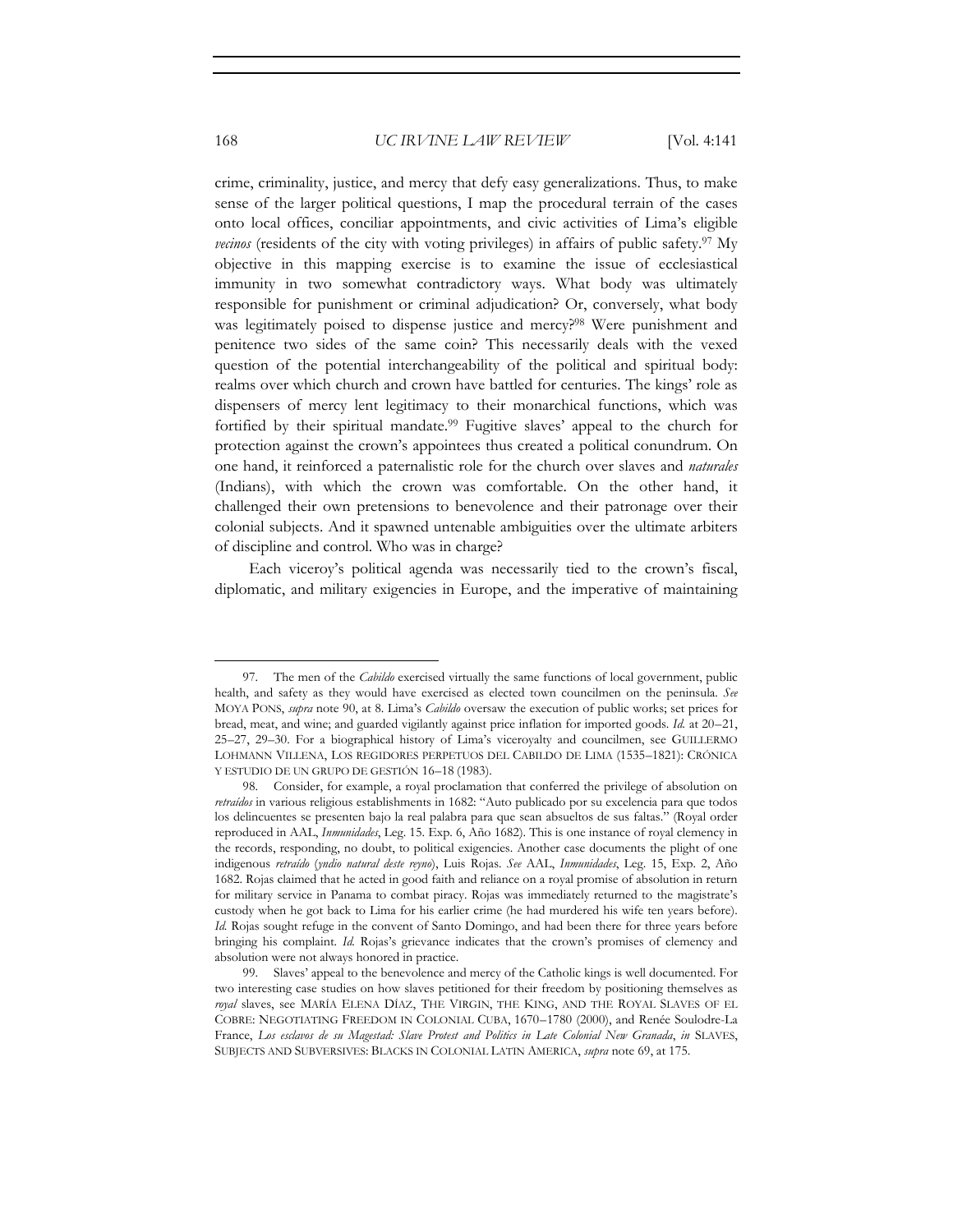crime, criminality, justice, and mercy that defy easy generalizations. Thus, to make sense of the larger political questions, I map the procedural terrain of the cases onto local offices, conciliar appointments, and civic activities of Lima's eligible *vecinos* (residents of the city with voting privileges) in affairs of public safety.[97] My objective in this mapping exercise is to examine the issue of ecclesiastical immunity in two somewhat contradictory ways. What body was ultimately responsible for punishment or criminal adjudication? Or, conversely, what body was legitimately poised to dispense justice and mercy?[98] Were punishment and penitence two sides of the same coin? This necessarily deals with the vexed question of the potential interchangeability of the political and spiritual body: realms over which church and crown have battled for centuries. The kings' role as dispensers of mercy lent legitimacy to their monarchical functions, which was fortified by their spiritual mandate.[99] Fugitive slaves' appeal to the church for protection against the crown's appointees thus created a political conundrum. On one hand, it reinforced a paternalistic role for the church over slaves and *naturales* (Indians), with which the crown was comfortable. On the other hand, it challenged their own pretensions to benevolence and their patronage over their colonial subjects. And it spawned untenable ambiguities over the ultimate arbiters of discipline and control. Who was in charge?

Each viceroy's political agenda was necessarily tied to the crown's fiscal, diplomatic, and military exigencies in Europe, and the imperative of maintaining

---

97. The men of the *Cabildo* exercised virtually the same functions of local government, public health, and safety as they would have exercised as elected town councilmen on the peninsula. *See* MOYA PONS, *supra* note 90, at 8. Lima's *Cabildo* oversaw the execution of public works; set prices for bread, meat, and wine; and guarded vigilantly against price inflation for imported goods. *Id.* at 20–21, 25–27, 29–30. For a biographical history of Lima's viceroyalty and councilmen, see GUILLERMO LOHMANN VILLENA, LOS REGIDORES PERPETUOS DEL CABILDO DE LIMA (1535–1821): CRÓNICA Y ESTUDIO DE UN GRUPO DE GESTIÓN 16–18 (1983).

98. Consider, for example, a royal proclamation that conferred the privilege of absolution on *retraídos* in various religious establishments in 1682: "Auto publicado por su excelencia para que todos los delincuentes se presenten bajo la real palabra para que sean absueltos de sus faltas." (Royal order reproduced in AAL, *Inmunidades*, Leg. 15. Exp. 6, Año 1682). This is one instance of royal clemency in the records, responding, no doubt, to political exigencies. Another case documents the plight of one indigenous *retraído* (*yndio natural deste reyno*), Luis Rojas. *See* AAL, *Inmunidades*, Leg. 15, Exp. 2, Año 1682. Rojas claimed that he acted in good faith and reliance on a royal promise of absolution in return for military service in Panama to combat piracy. Rojas was immediately returned to the magistrate's custody when he got back to Lima for his earlier crime (he had murdered his wife ten years before). *Id.* Rojas sought refuge in the convent of Santo Domingo, and had been there for three years before bringing his complaint. *Id.* Rojas's grievance indicates that the crown's promises of clemency and absolution were not always honored in practice.

99. Slaves' appeal to the benevolence and mercy of the Catholic kings is well documented. For two interesting case studies on how slaves petitioned for their freedom by positioning themselves as *royal* slaves, see MARÍA ELENA DÍAZ, THE VIRGIN, THE KING, AND THE ROYAL SLAVES OF EL COBRE: NEGOTIATING FREEDOM IN COLONIAL CUBA, 1670–1780 (2000), and Renée Soulodre-La France, *Los esclavos de su Magestad: Slave Protest and Politics in Late Colonial New Granada*, *in* SLAVES, SUBJECTS AND SUBVERSIVES: BLACKS IN COLONIAL LATIN AMERICA, *supra* note 69, at 175.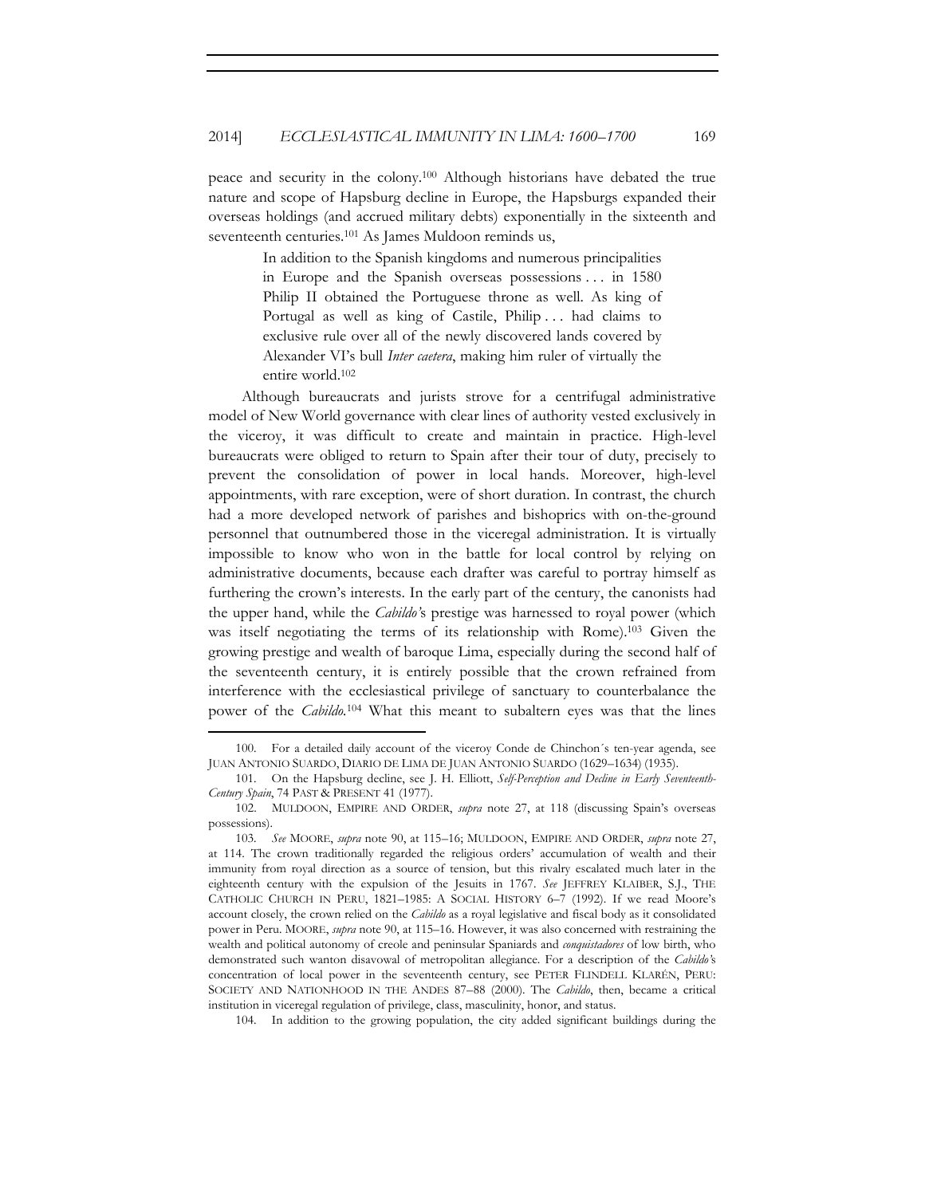peace and security in the colony.[100] Although historians have debated the true nature and scope of Hapsburg decline in Europe, the Hapsburgs expanded their overseas holdings (and accrued military debts) exponentially in the sixteenth and seventeenth centuries.[101] As James Muldoon reminds us,

> In addition to the Spanish kingdoms and numerous principalities in Europe and the Spanish overseas possessions . . . in 1580 Philip II obtained the Portuguese throne as well. As king of Portugal as well as king of Castile, Philip . . . had claims to exclusive rule over all of the newly discovered lands covered by Alexander VI's bull *Inter caetera*, making him ruler of virtually the entire world.[102]

Although bureaucrats and jurists strove for a centrifugal administrative model of New World governance with clear lines of authority vested exclusively in the viceroy, it was difficult to create and maintain in practice. High-level bureaucrats were obliged to return to Spain after their tour of duty, precisely to prevent the consolidation of power in local hands. Moreover, high-level appointments, with rare exception, were of short duration. In contrast, the church had a more developed network of parishes and bishoprics with on-the-ground personnel that outnumbered those in the viceregal administration. It is virtually impossible to know who won in the battle for local control by relying on administrative documents, because each drafter was careful to portray himself as furthering the crown's interests. In the early part of the century, the canonists had the upper hand, while the *Cabildo*'s prestige was harnessed to royal power (which was itself negotiating the terms of its relationship with Rome).[103] Given the growing prestige and wealth of baroque Lima, especially during the second half of the seventeenth century, it is entirely possible that the crown refrained from interference with the ecclesiastical privilege of sanctuary to counterbalance the power of the *Cabildo*.[104] What this meant to subaltern eyes was that the lines

---

100. For a detailed daily account of the viceroy Conde de Chinchon´s ten-year agenda, see JUAN ANTONIO SUARDO, DIARIO DE LIMA DE JUAN ANTONIO SUARDO (1629–1634) (1935).

101. On the Hapsburg decline, see J. H. Elliott, *Self-Perception and Decline in Early Seventeenth-Century Spain*, 74 PAST & PRESENT 41 (1977).

102. MULDOON, EMPIRE AND ORDER, *supra* note 27, at 118 (discussing Spain's overseas possessions).

103. *See* MOORE, *supra* note 90, at 115–16; MULDOON, EMPIRE AND ORDER, *supra* note 27, at 114. The crown traditionally regarded the religious orders' accumulation of wealth and their immunity from royal direction as a source of tension, but this rivalry escalated much later in the eighteenth century with the expulsion of the Jesuits in 1767. *See* JEFFREY KLAIBER, S.J., THE CATHOLIC CHURCH IN PERU, 1821–1985: A SOCIAL HISTORY 6–7 (1992). If we read Moore's account closely, the crown relied on the *Cabildo* as a royal legislative and fiscal body as it consolidated power in Peru. MOORE, *supra* note 90, at 115–16. However, it was also concerned with restraining the wealth and political autonomy of creole and peninsular Spaniards and *conquistadores* of low birth, who demonstrated such wanton disavowal of metropolitan allegiance. For a description of the *Cabildo*'s concentration of local power in the seventeenth century, see PETER FLINDELL KLARÉN, PERU: SOCIETY AND NATIONHOOD IN THE ANDES 87–88 (2000). The *Cabildo*, then, became a critical institution in viceregal regulation of privilege, class, masculinity, honor, and status.

104. In addition to the growing population, the city added significant buildings during the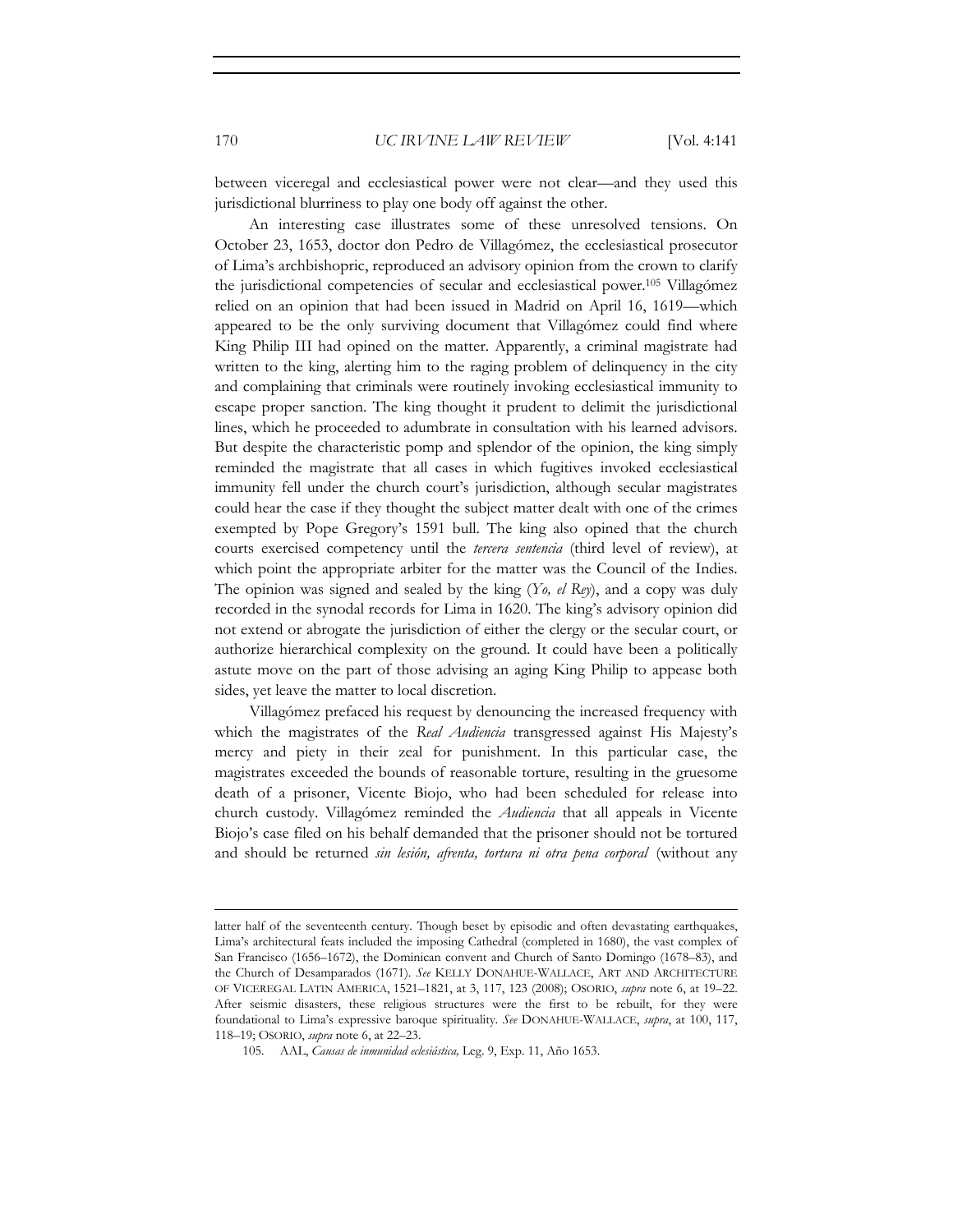between viceregal and ecclesiastical power were not clear—and they used this jurisdictional blurriness to play one body off against the other.

An interesting case illustrates some of these unresolved tensions. On October 23, 1653, doctor don Pedro de Villagómez, the ecclesiastical prosecutor of Lima's archbishopric, reproduced an advisory opinion from the crown to clarify the jurisdictional competencies of secular and ecclesiastical power.[105] Villagómez relied on an opinion that had been issued in Madrid on April 16, 1619—which appeared to be the only surviving document that Villagómez could find where King Philip III had opined on the matter. Apparently, a criminal magistrate had written to the king, alerting him to the raging problem of delinquency in the city and complaining that criminals were routinely invoking ecclesiastical immunity to escape proper sanction. The king thought it prudent to delimit the jurisdictional lines, which he proceeded to adumbrate in consultation with his learned advisors. But despite the characteristic pomp and splendor of the opinion, the king simply reminded the magistrate that all cases in which fugitives invoked ecclesiastical immunity fell under the church court's jurisdiction, although secular magistrates could hear the case if they thought the subject matter dealt with one of the crimes exempted by Pope Gregory's 1591 bull. The king also opined that the church courts exercised competency until the *tercera sentencia* (third level of review), at which point the appropriate arbiter for the matter was the Council of the Indies. The opinion was signed and sealed by the king (*Yo, el Rey*), and a copy was duly recorded in the synodal records for Lima in 1620. The king's advisory opinion did not extend or abrogate the jurisdiction of either the clergy or the secular court, or authorize hierarchical complexity on the ground. It could have been a politically astute move on the part of those advising an aging King Philip to appease both sides, yet leave the matter to local discretion.

Villagómez prefaced his request by denouncing the increased frequency with which the magistrates of the *Real Audiencia* transgressed against His Majesty's mercy and piety in their zeal for punishment. In this particular case, the magistrates exceeded the bounds of reasonable torture, resulting in the gruesome death of a prisoner, Vicente Biojo, who had been scheduled for release into church custody. Villagómez reminded the *Audiencia* that all appeals in Vicente Biojo's case filed on his behalf demanded that the prisoner should not be tortured and should be returned *sin lesión, afrenta, tortura ni otra pena corporal* (without any

---

latter half of the seventeenth century. Though beset by episodic and often devastating earthquakes, Lima's architectural feats included the imposing Cathedral (completed in 1680), the vast complex of San Francisco (1656–1672), the Dominican convent and Church of Santo Domingo (1678–83), and the Church of Desamparados (1671). *See* KELLY DONAHUE-WALLACE, ART AND ARCHITECTURE OF VICEREGAL LATIN AMERICA, 1521–1821, at 3, 117, 123 (2008); OSORIO, *supra* note 6, at 19–22. After seismic disasters, these religious structures were the first to be rebuilt, for they were foundational to Lima's expressive baroque spirituality. *See* DONAHUE-WALLACE, *supra*, at 100, 117, 118–19; OSORIO, *supra* note 6, at 22–23.

105. AAL, *Causas de inmunidad eclesiástica,* Leg. 9, Exp. 11, Año 1653.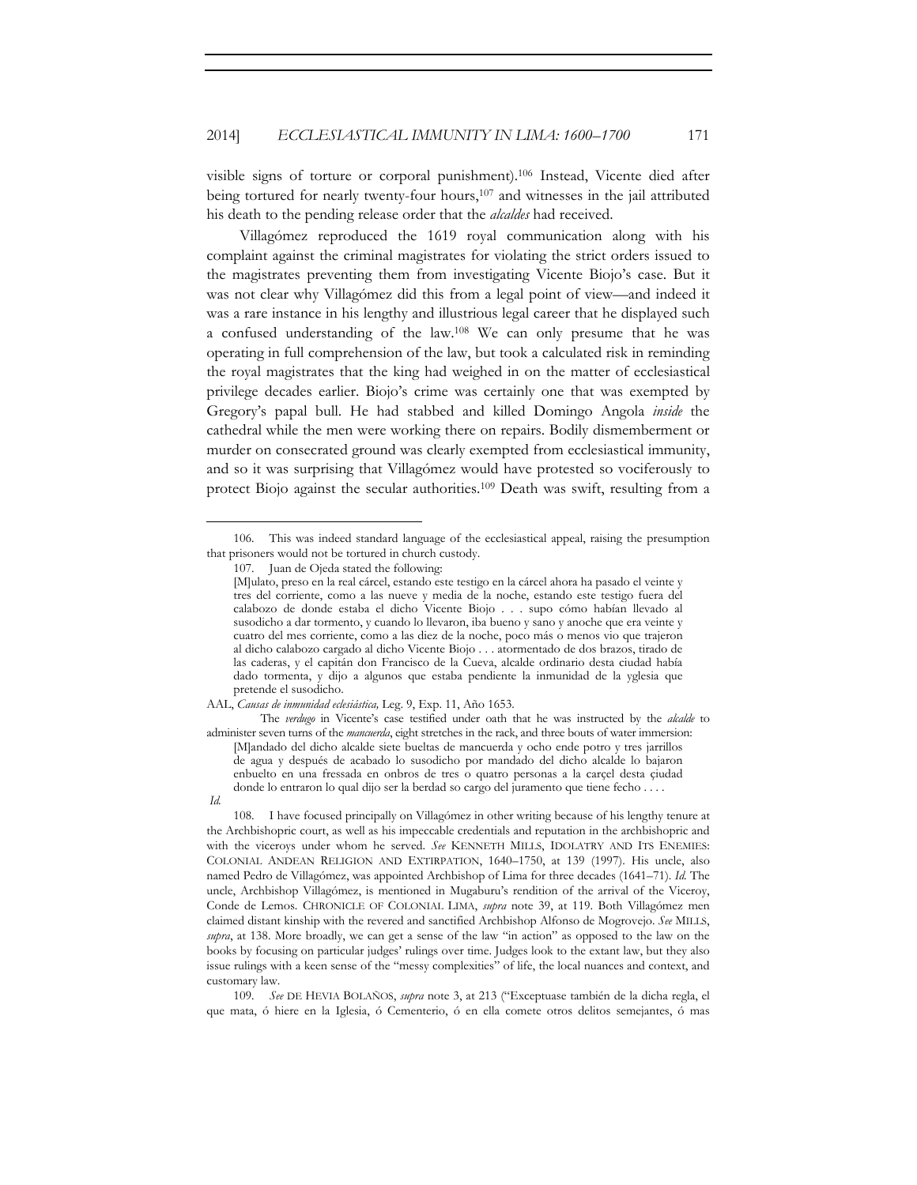visible signs of torture or corporal punishment).[106] Instead, Vicente died after being tortured for nearly twenty-four hours,[107] and witnesses in the jail attributed his death to the pending release order that the *alcaldes* had received.

Villagómez reproduced the 1619 royal communication along with his complaint against the criminal magistrates for violating the strict orders issued to the magistrates preventing them from investigating Vicente Biojo's case. But it was not clear why Villagómez did this from a legal point of view—and indeed it was a rare instance in his lengthy and illustrious legal career that he displayed such a confused understanding of the law.[108] We can only presume that he was operating in full comprehension of the law, but took a calculated risk in reminding the royal magistrates that the king had weighed in on the matter of ecclesiastical privilege decades earlier. Biojo's crime was certainly one that was exempted by Gregory's papal bull. He had stabbed and killed Domingo Angola *inside* the cathedral while the men were working there on repairs. Bodily dismemberment or murder on consecrated ground was clearly exempted from ecclesiastical immunity, and so it was surprising that Villagómez would have protested so vociferously to protect Biojo against the secular authorities.[109] Death was swift, resulting from a

---

106. This was indeed standard language of the ecclesiastical appeal, raising the presumption that prisoners would not be tortured in church custody.

107. Juan de Ojeda stated the following:

> [M]ulato, preso en la real cárcel, estando este testigo en la cárcel ahora ha pasado el veinte y tres del corriente, como a las nueve y media de la noche, estando este testigo fuera del calabozo de donde estaba el dicho Vicente Biojo . . . supo cómo habían llevado al susodicho a dar tormento, y cuando lo llevaron, iba bueno y sano y anoche que era veinte y cuatro del mes corriente, como a las diez de la noche, poco más o menos vio que trajeron al dicho calabozo cargado al dicho Vicente Biojo . . . atormentado de dos brazos, tirado de las caderas, y el capitán don Francisco de la Cueva, alcalde ordinario desta ciudad había dado tormenta, y dijo a algunos que estaba pendiente la inmunidad de la yglesia que pretende el susodicho.

AAL, *Causas de inmunidad eclesiástica,* Leg. 9, Exp. 11, Año 1653.

The *verdugo* in Vicente's case testified under oath that he was instructed by the *alcalde* to administer seven turns of the *mancuerda*, eight stretches in the rack, and three bouts of water immersion:

> [M]andado del dicho alcalde siete bueltas de mancuerda y ocho ende potro y tres jarrillos de agua y después de acabado lo susodicho por mandado del dicho alcalde lo bajaron enbuelto en una fressada en onbros de tres o quatro personas a la carçel desta çiudad donde lo entraron lo qual dijo ser la berdad so cargo del juramento que tiene fecho . . . .

*Id.*

108. I have focused principally on Villagómez in other writing because of his lengthy tenure at the Archbishopric court, as well as his impeccable credentials and reputation in the archbishopric and with the viceroys under whom he served. *See* KENNETH MILLS, IDOLATRY AND ITS ENEMIES: COLONIAL ANDEAN RELIGION AND EXTIRPATION, 1640–1750, at 139 (1997). His uncle, also named Pedro de Villagómez, was appointed Archbishop of Lima for three decades (1641–71). *Id.* The uncle, Archbishop Villagómez, is mentioned in Mugaburu's rendition of the arrival of the Viceroy, Conde de Lemos. CHRONICLE OF COLONIAL LIMA, *supra* note 39, at 119. Both Villagómez men claimed distant kinship with the revered and sanctified Archbishop Alfonso de Mogrovejo. *See* MILLS, *supra*, at 138. More broadly, we can get a sense of the law "in action" as opposed to the law on the books by focusing on particular judges' rulings over time. Judges look to the extant law, but they also issue rulings with a keen sense of the "messy complexities" of life, the local nuances and context, and customary law.

109. *See* DE HEVIA BOLAÑOS, *supra* note 3, at 213 ("Exceptuase también de la dicha regla, el que mata, ó hiere en la Iglesia, ó Cementerio, ó en ella comete otros delitos semejantes, ó mas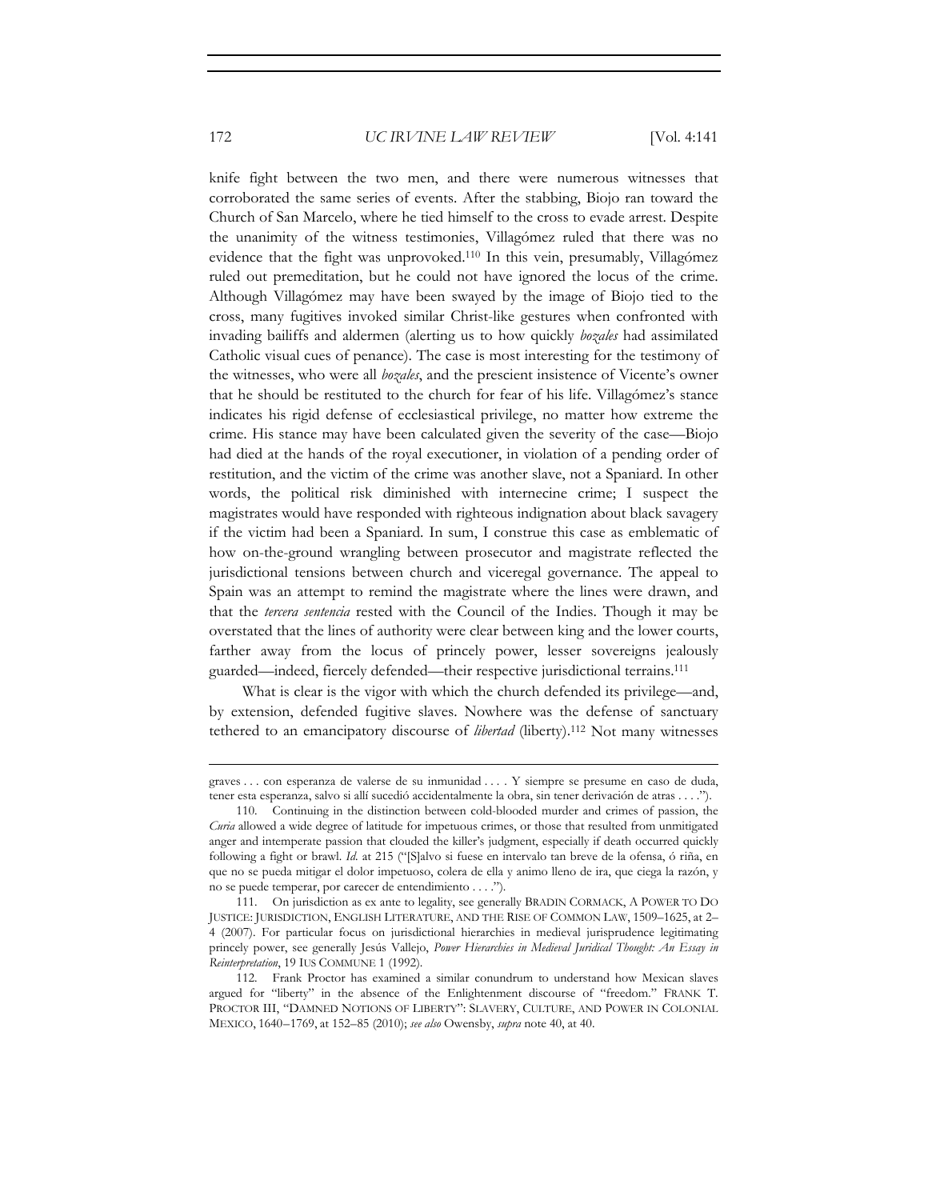knife fight between the two men, and there were numerous witnesses that corroborated the same series of events. After the stabbing, Biojo ran toward the Church of San Marcelo, where he tied himself to the cross to evade arrest. Despite the unanimity of the witness testimonies, Villagómez ruled that there was no evidence that the fight was unprovoked.[110] In this vein, presumably, Villagómez ruled out premeditation, but he could not have ignored the locus of the crime. Although Villagómez may have been swayed by the image of Biojo tied to the cross, many fugitives invoked similar Christ-like gestures when confronted with invading bailiffs and aldermen (alerting us to how quickly *bozales* had assimilated Catholic visual cues of penance). The case is most interesting for the testimony of the witnesses, who were all *bozales*, and the prescient insistence of Vicente's owner that he should be restituted to the church for fear of his life. Villagómez's stance indicates his rigid defense of ecclesiastical privilege, no matter how extreme the crime. His stance may have been calculated given the severity of the case—Biojo had died at the hands of the royal executioner, in violation of a pending order of restitution, and the victim of the crime was another slave, not a Spaniard. In other words, the political risk diminished with internecine crime; I suspect the magistrates would have responded with righteous indignation about black savagery if the victim had been a Spaniard. In sum, I construe this case as emblematic of how on-the-ground wrangling between prosecutor and magistrate reflected the jurisdictional tensions between church and viceregal governance. The appeal to Spain was an attempt to remind the magistrate where the lines were drawn, and that the *tercera sentencia* rested with the Council of the Indies. Though it may be overstated that the lines of authority were clear between king and the lower courts, farther away from the locus of princely power, lesser sovereigns jealously guarded—indeed, fiercely defended—their respective jurisdictional terrains.[111]

What is clear is the vigor with which the church defended its privilege—and, by extension, defended fugitive slaves. Nowhere was the defense of sanctuary tethered to an emancipatory discourse of *libertad* (liberty).[112] Not many witnesses

---

graves . . . con esperanza de valerse de su inmunidad . . . . Y siempre se presume en caso de duda, tener esta esperanza, salvo si allí sucedió accidentalmente la obra, sin tener derivación de atras . . . .").

110. Continuing in the distinction between cold-blooded murder and crimes of passion, the *Curia* allowed a wide degree of latitude for impetuous crimes, or those that resulted from unmitigated anger and intemperate passion that clouded the killer's judgment, especially if death occurred quickly following a fight or brawl. *Id.* at 215 ("[S]alvo si fuese en intervalo tan breve de la ofensa, ó riña, en que no se pueda mitigar el dolor impetuoso, colera de ella y animo lleno de ira, que ciega la razón, y no se puede temperar, por carecer de entendimiento . . . .").

111. On jurisdiction as ex ante to legality, see generally BRADIN CORMACK, A POWER TO DO JUSTICE: JURISDICTION, ENGLISH LITERATURE, AND THE RISE OF COMMON LAW, 1509–1625, at 2–4 (2007). For particular focus on jurisdictional hierarchies in medieval jurisprudence legitimating princely power, see generally Jesús Vallejo, *Power Hierarchies in Medieval Juridical Thought: An Essay in Reinterpretation*, 19 IUS COMMUNE 1 (1992).

112. Frank Proctor has examined a similar conundrum to understand how Mexican slaves argued for "liberty" in the absence of the Enlightenment discourse of "freedom." FRANK T. PROCTOR III, "DAMNED NOTIONS OF LIBERTY": SLAVERY, CULTURE, AND POWER IN COLONIAL MEXICO, 1640–1769, at 152–85 (2010); *see also* Owensby, *supra* note 40, at 40.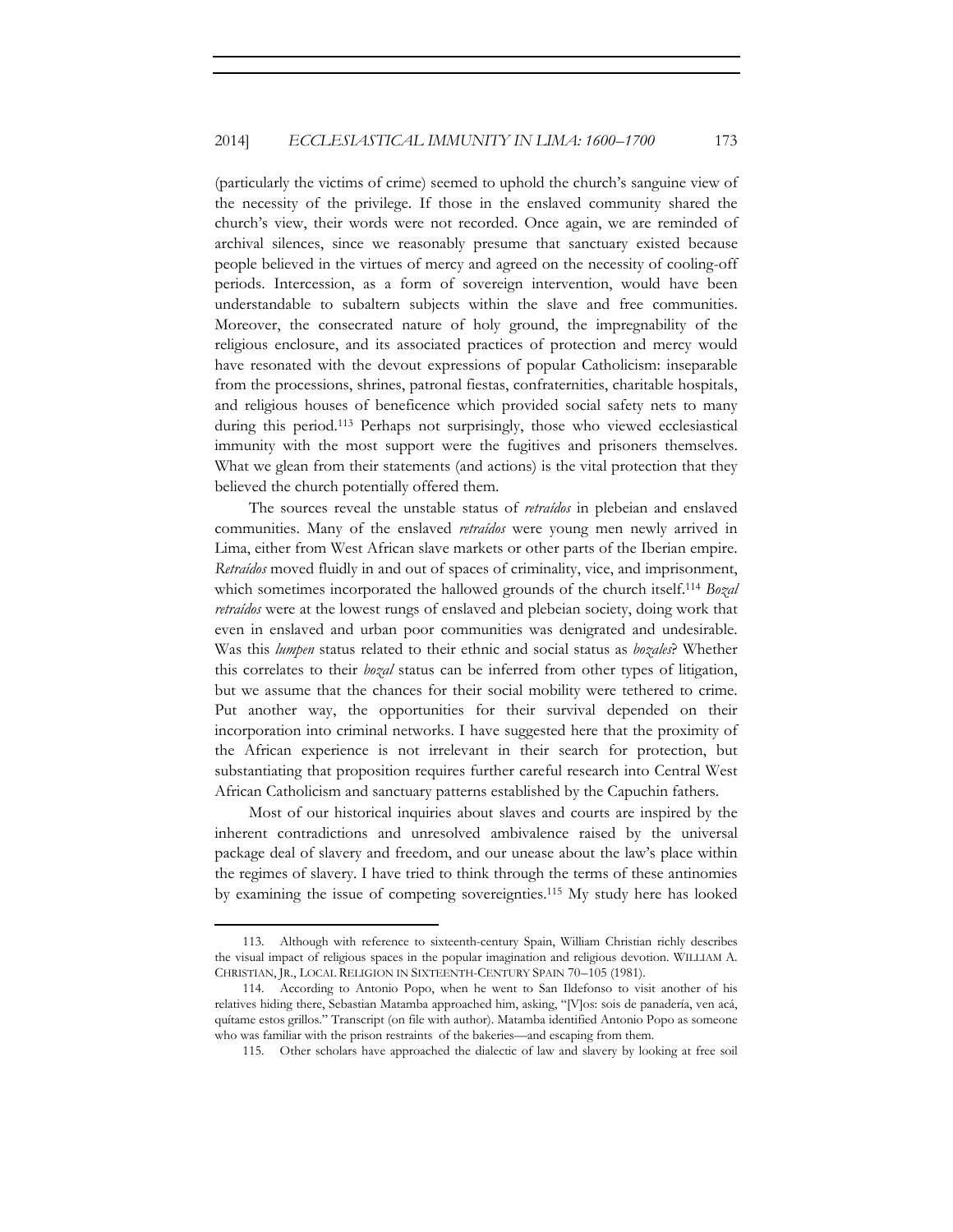(particularly the victims of crime) seemed to uphold the church's sanguine view of the necessity of the privilege. If those in the enslaved community shared the church's view, their words were not recorded. Once again, we are reminded of archival silences, since we reasonably presume that sanctuary existed because people believed in the virtues of mercy and agreed on the necessity of cooling-off periods. Intercession, as a form of sovereign intervention, would have been understandable to subaltern subjects within the slave and free communities. Moreover, the consecrated nature of holy ground, the impregnability of the religious enclosure, and its associated practices of protection and mercy would have resonated with the devout expressions of popular Catholicism: inseparable from the processions, shrines, patronal fiestas, confraternities, charitable hospitals, and religious houses of beneficence which provided social safety nets to many during this period.[113] Perhaps not surprisingly, those who viewed ecclesiastical immunity with the most support were the fugitives and prisoners themselves. What we glean from their statements (and actions) is the vital protection that they believed the church potentially offered them.

The sources reveal the unstable status of *retraídos* in plebeian and enslaved communities. Many of the enslaved *retraídos* were young men newly arrived in Lima, either from West African slave markets or other parts of the Iberian empire. *Retraídos* moved fluidly in and out of spaces of criminality, vice, and imprisonment, which sometimes incorporated the hallowed grounds of the church itself.[114] *Bozal retraídos* were at the lowest rungs of enslaved and plebeian society, doing work that even in enslaved and urban poor communities was denigrated and undesirable. Was this *lumpen* status related to their ethnic and social status as *bozales*? Whether this correlates to their *bozal* status can be inferred from other types of litigation, but we assume that the chances for their social mobility were tethered to crime. Put another way, the opportunities for their survival depended on their incorporation into criminal networks. I have suggested here that the proximity of the African experience is not irrelevant in their search for protection, but substantiating that proposition requires further careful research into Central West African Catholicism and sanctuary patterns established by the Capuchin fathers.

Most of our historical inquiries about slaves and courts are inspired by the inherent contradictions and unresolved ambivalence raised by the universal package deal of slavery and freedom, and our unease about the law's place within the regimes of slavery. I have tried to think through the terms of these antinomies by examining the issue of competing sovereignties.[115] My study here has looked

---

113. Although with reference to sixteenth-century Spain, William Christian richly describes the visual impact of religious spaces in the popular imagination and religious devotion. WILLIAM A. CHRISTIAN, JR., LOCAL RELIGION IN SIXTEENTH-CENTURY SPAIN 70–105 (1981).

114. According to Antonio Popo, when he went to San Ildefonso to visit another of his relatives hiding there, Sebastian Matamba approached him, asking, "[V]os: sois de panadería, ven acá, quítame estos grillos." Transcript (on file with author). Matamba identified Antonio Popo as someone who was familiar with the prison restraints of the bakeries—and escaping from them.

115. Other scholars have approached the dialectic of law and slavery by looking at free soil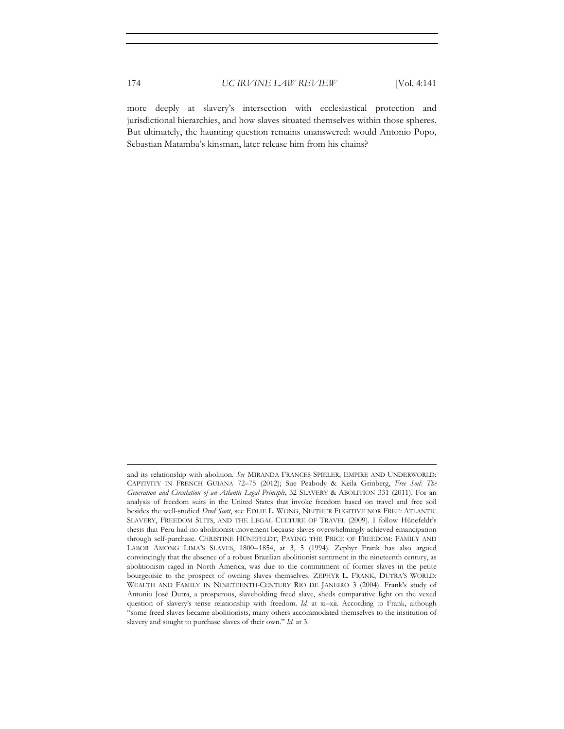more deeply at slavery's intersection with ecclesiastical protection and jurisdictional hierarchies, and how slaves situated themselves within those spheres. But ultimately, the haunting question remains unanswered: would Antonio Popo, Sebastian Matamba's kinsman, later release him from his chains?

---

and its relationship with abolition. *See* MIRANDA FRANCES SPIELER, EMPIRE AND UNDERWORLD: CAPTIVITY IN FRENCH GUIANA 72–75 (2012); Sue Peabody & Keila Grinberg, *Free Soil: The Generation and Circulation of an Atlantic Legal Principle*, 32 SLAVERY & ABOLITION 331 (2011). For an analysis of freedom suits in the United States that invoke freedom based on travel and free soil besides the well-studied *Dred Scott*, see EDLIE L. WONG, NEITHER FUGITIVE NOR FREE: ATLANTIC SLAVERY, FREEDOM SUITS, AND THE LEGAL CULTURE OF TRAVEL (2009). I follow Hünefeldt's thesis that Peru had no abolitionist movement because slaves overwhelmingly achieved emancipation through self-purchase. CHRISTINE HÜNEFELDT, PAYING THE PRICE OF FREEDOM: FAMILY AND LABOR AMONG LIMA'S SLAVES, 1800–1854, at 3, 5 (1994). Zephyr Frank has also argued convincingly that the absence of a robust Brazilian abolitionist sentiment in the nineteenth century, as abolitionism raged in North America, was due to the commitment of former slaves in the petite bourgeoisie to the prospect of owning slaves themselves. ZEPHYR L. FRANK, DUTRA'S WORLD: WEALTH AND FAMILY IN NINETEENTH-CENTURY RIO DE JANEIRO 3 (2004). Frank's study of Antonio José Dutra, a prosperous, slaveholding freed slave, sheds comparative light on the vexed question of slavery's tense relationship with freedom. *Id.* at xi–xii. According to Frank, although "some freed slaves became abolitionists, many others accommodated themselves to the institution of slavery and sought to purchase slaves of their own." *Id.* at 3.